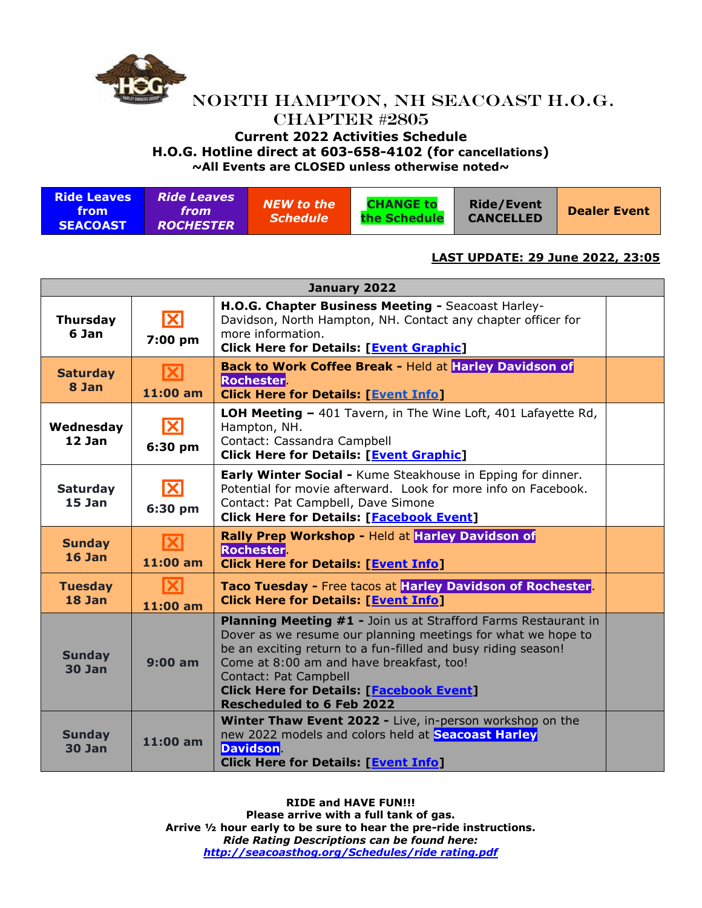# North Hampton, NH Seacoast H.O.G. Chapter #2805

**Current 2022 Activities Schedule**

**H.O.G. Hotline direct at 603-658-4102 (for cancellations)**

**~All Events are CLOSED unless otherwise noted~**

| Ride Leaves from SEACOAST | *Ride Leaves from ROCHESTER* | *NEW to the Schedule* | CHANGE to the Schedule | Ride/Event CANCELLED | Dealer Event |
|---|---|---|---|---|---|

**LAST UPDATE: 29 June 2022, 23:05**

| January 2022 | | | |
|---|---|---|---|
| **Thursday 6 Jan** | ☒ **7:00 pm** | **H.O.G. Chapter Business Meeting -** Seacoast Harley-Davidson, North Hampton, NH. Contact any chapter officer for more information. **Click Here for Details: [Event Graphic]** | |
| **Saturday 8 Jan** | ☒ **11:00 am** | **Back to Work Coffee Break -** Held at **Harley Davidson of Rochester**. **Click Here for Details: [Event Info]** | |
| **Wednesday 12 Jan** | ☒ **6:30 pm** | **LOH Meeting –** 401 Tavern, in The Wine Loft, 401 Lafayette Rd, Hampton, NH. Contact: Cassandra Campbell **Click Here for Details: [Event Graphic]** | |
| **Saturday 15 Jan** | ☒ **6:30 pm** | **Early Winter Social -** Kume Steakhouse in Epping for dinner. Potential for movie afterward. Look for more info on Facebook. Contact: Pat Campbell, Dave Simone **Click Here for Details: [Facebook Event]** | |
| **Sunday 16 Jan** | ☒ **11:00 am** | **Rally Prep Workshop -** Held at **Harley Davidson of Rochester**. **Click Here for Details: [Event Info]** | |
| **Tuesday 18 Jan** | ☒ **11:00 am** | **Taco Tuesday -** Free tacos at **Harley Davidson of Rochester**. **Click Here for Details: [Event Info]** | |
| **Sunday 30 Jan** | **9:00 am** | **Planning Meeting #1 -** Join us at Strafford Farms Restaurant in Dover as we resume our planning meetings for what we hope to be an exciting return to a fun-filled and busy riding season! Come at 8:00 am and have breakfast, too! Contact: Pat Campbell **Click Here for Details: [Facebook Event]** **Rescheduled to 6 Feb 2022** | |
| **Sunday 30 Jan** | **11:00 am** | **Winter Thaw Event 2022 -** Live, in-person workshop on the new 2022 models and colors held at **Seacoast Harley Davidson**. **Click Here for Details: [Event Info]** | |

**RIDE and HAVE FUN!!!**
**Please arrive with a full tank of gas.**
**Arrive ½ hour early to be sure to hear the pre-ride instructions.**
***Ride Rating Descriptions can be found here:***
***http://seacoasthog.org/Schedules/ride rating.pdf***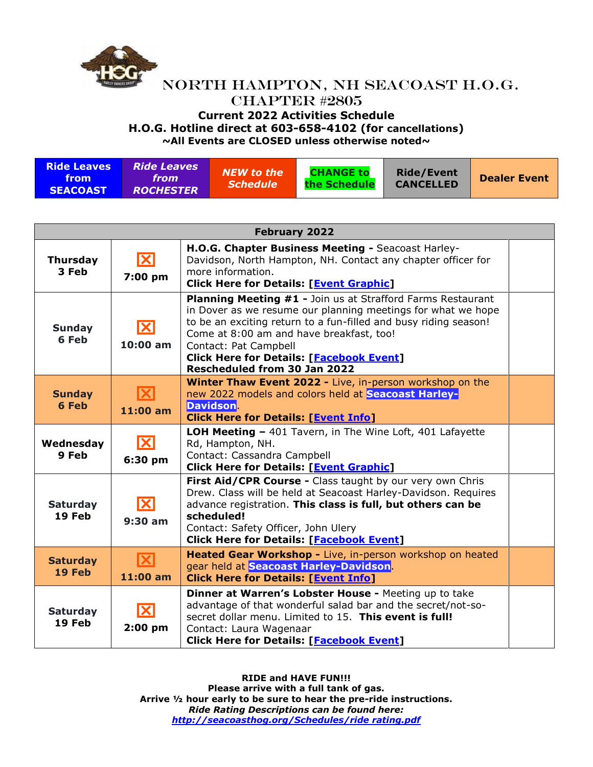# NORTH HAMPTON, NH SEACOAST H.O.G. CHAPTER #2805

**Current 2022 Activities Schedule**
**H.O.G. Hotline direct at 603-658-4102 (for cancellations)**
**~All Events are CLOSED unless otherwise noted~**

| Ride Leaves from SEACOAST | *Ride Leaves from ROCHESTER* | *NEW to the Schedule* | CHANGE to the Schedule | Ride/Event CANCELLED | Dealer Event |
|---|---|---|---|---|---|

| February 2022 | | | |
|---|---|---|---|
| **Thursday 3 Feb** | **7:00 pm** | **H.O.G. Chapter Business Meeting -** Seacoast Harley-Davidson, North Hampton, NH. Contact any chapter officer for more information. **Click Here for Details: [Event Graphic]** | |
| **Sunday 6 Feb** | **10:00 am** | **Planning Meeting #1 -** Join us at Strafford Farms Restaurant in Dover as we resume our planning meetings for what we hope to be an exciting return to a fun-filled and busy riding season! Come at 8:00 am and have breakfast, too! Contact: Pat Campbell **Click Here for Details: [Facebook Event]** **Rescheduled from 30 Jan 2022** | |
| **Sunday 6 Feb** | **11:00 am** | **Winter Thaw Event 2022 -** Live, in-person workshop on the new 2022 models and colors held at Seacoast Harley-Davidson. **Click Here for Details: [Event Info]** | |
| **Wednesday 9 Feb** | **6:30 pm** | **LOH Meeting –** 401 Tavern, in The Wine Loft, 401 Lafayette Rd, Hampton, NH. Contact: Cassandra Campbell **Click Here for Details: [Event Graphic]** | |
| **Saturday 19 Feb** | **9:30 am** | **First Aid/CPR Course -** Class taught by our very own Chris Drew. Class will be held at Seacoast Harley-Davidson. Requires advance registration. **This class is full, but others can be scheduled!** Contact: Safety Officer, John Ulery **Click Here for Details: [Facebook Event]** | |
| **Saturday 19 Feb** | **11:00 am** | **Heated Gear Workshop -** Live, in-person workshop on heated gear held at Seacoast Harley-Davidson. **Click Here for Details: [Event Info]** | |
| **Saturday 19 Feb** | **2:00 pm** | **Dinner at Warren's Lobster House -** Meeting up to take advantage of that wonderful salad bar and the secret/not-so-secret dollar menu. Limited to 15. **This event is full!** Contact: Laura Wagenaar **Click Here for Details: [Facebook Event]** | |

**RIDE and HAVE FUN!!!**
**Please arrive with a full tank of gas.**
**Arrive ½ hour early to be sure to hear the pre-ride instructions.**
***Ride Rating Descriptions can be found here:***
***http://seacoasthog.org/Schedules/ride rating.pdf***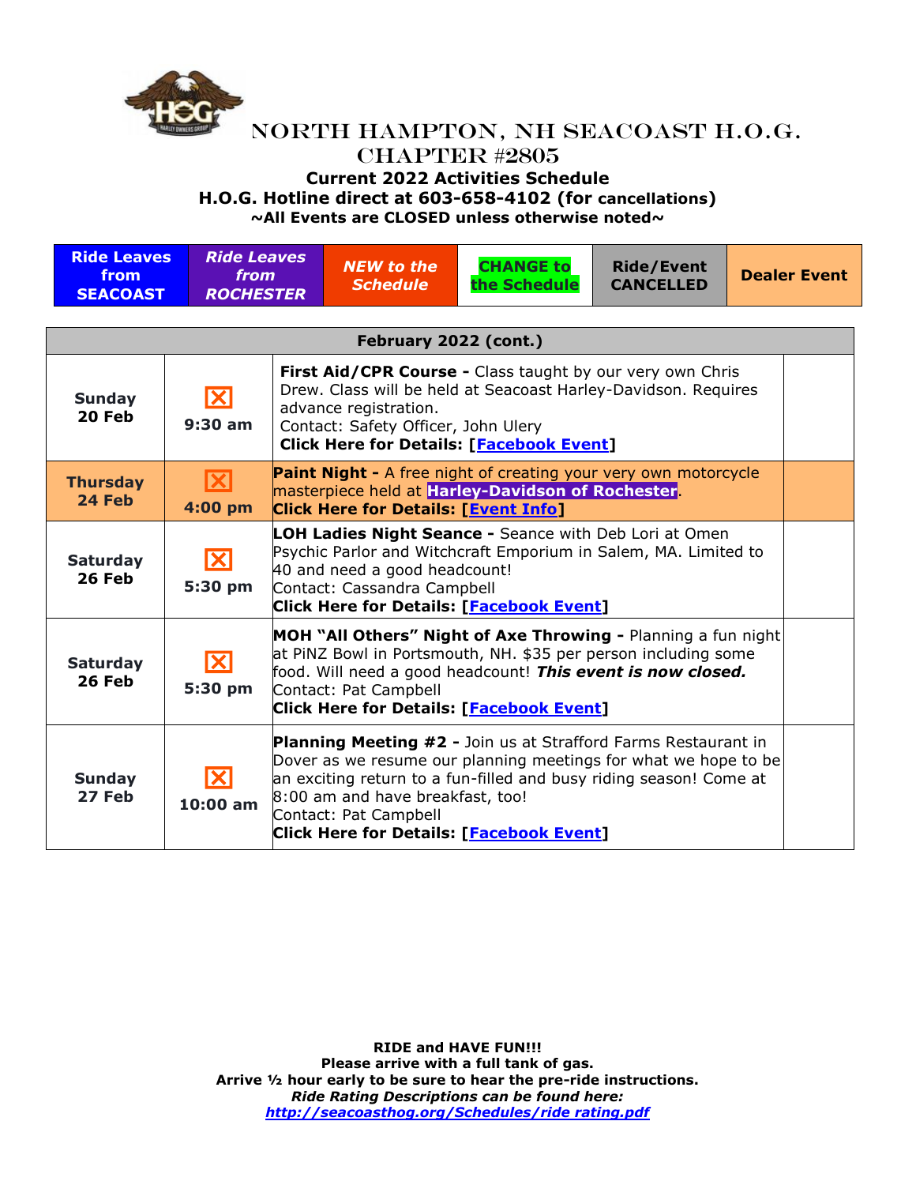# NORTH HAMPTON, NH SEACOAST H.O.G. CHAPTER #2805

**Current 2022 Activities Schedule**
**H.O.G. Hotline direct at 603-658-4102 (for cancellations)**
**~All Events are CLOSED unless otherwise noted~**

| Ride Leaves from SEACOAST | *Ride Leaves from ROCHESTER* | *NEW to the Schedule* | CHANGE to the Schedule | Ride/Event CANCELLED | Dealer Event |
|---|---|---|---|---|---|

| February 2022 (cont.) | | | |
|---|---|---|---|
| **Sunday 20 Feb** | ☒ **9:30 am** | **First Aid/CPR Course -** Class taught by our very own Chris Drew. Class will be held at Seacoast Harley-Davidson. Requires advance registration. Contact: Safety Officer, John Ulery **Click Here for Details: [Facebook Event]** | |
| **Thursday 24 Feb** | ☒ **4:00 pm** | **Paint Night -** A free night of creating your very own motorcycle masterpiece held at **Harley-Davidson of Rochester**. **Click Here for Details: [Event Info]** | |
| **Saturday 26 Feb** | ☒ **5:30 pm** | **LOH Ladies Night Seance -** Seance with Deb Lori at Omen Psychic Parlor and Witchcraft Emporium in Salem, MA. Limited to 40 and need a good headcount! Contact: Cassandra Campbell **Click Here for Details: [Facebook Event]** | |
| **Saturday 26 Feb** | ☒ **5:30 pm** | **MOH "All Others" Night of Axe Throwing -** Planning a fun night at PiNZ Bowl in Portsmouth, NH. $35 per person including some food. Will need a good headcount! ***This event is now closed.*** Contact: Pat Campbell **Click Here for Details: [Facebook Event]** | |
| **Sunday 27 Feb** | ☒ **10:00 am** | **Planning Meeting #2 -** Join us at Strafford Farms Restaurant in Dover as we resume our planning meetings for what we hope to be an exciting return to a fun-filled and busy riding season! Come at 8:00 am and have breakfast, too! Contact: Pat Campbell **Click Here for Details: [Facebook Event]** | |

**RIDE and HAVE FUN!!!**
**Please arrive with a full tank of gas.**
**Arrive ½ hour early to be sure to hear the pre-ride instructions.**
***Ride Rating Descriptions can be found here:***
***http://seacoasthog.org/Schedules/ride rating.pdf***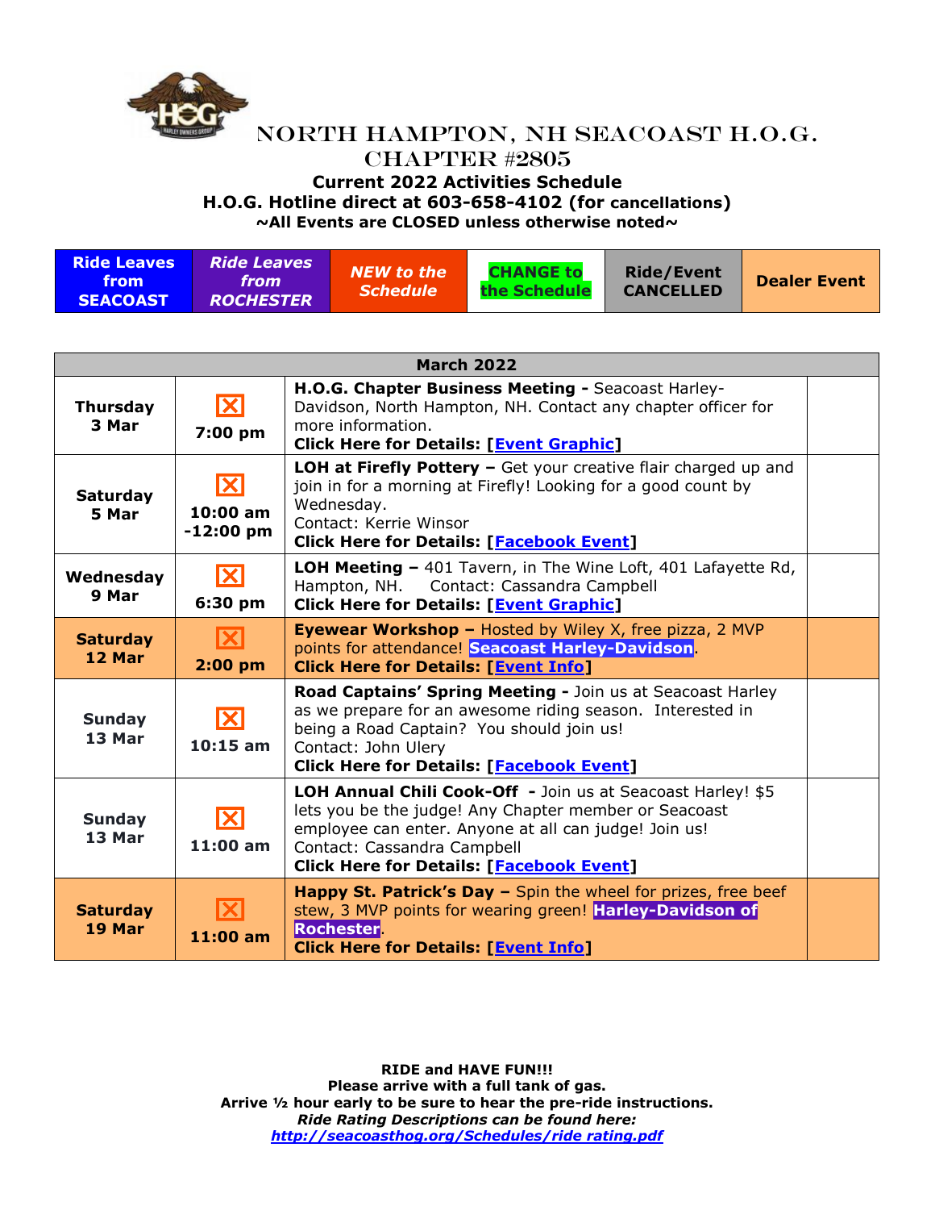# NORTH HAMPTON, NH SEACOAST H.O.G. CHAPTER #2805

**Current 2022 Activities Schedule**
**H.O.G. Hotline direct at 603-658-4102 (for cancellations)**
**~All Events are CLOSED unless otherwise noted~**

| Ride Leaves from SEACOAST | *Ride Leaves from ROCHESTER* | *NEW to the Schedule* | CHANGE to the Schedule | Ride/Event CANCELLED | Dealer Event |
|---|---|---|---|---|---|

| March 2022 | | | |
|---|---|---|---|
| **Thursday 3 Mar** | ☒ **7:00 pm** | **H.O.G. Chapter Business Meeting -** Seacoast Harley-Davidson, North Hampton, NH. Contact any chapter officer for more information. **Click Here for Details: [Event Graphic]** | |
| **Saturday 5 Mar** | ☒ **10:00 am -12:00 pm** | **LOH at Firefly Pottery –** Get your creative flair charged up and join in for a morning at Firefly! Looking for a good count by Wednesday. Contact: Kerrie Winsor **Click Here for Details: [Facebook Event]** | |
| **Wednesday 9 Mar** | ☒ **6:30 pm** | **LOH Meeting –** 401 Tavern, in The Wine Loft, 401 Lafayette Rd, Hampton, NH. Contact: Cassandra Campbell **Click Here for Details: [Event Graphic]** | |
| **Saturday 12 Mar** | ☒ **2:00 pm** | **Eyewear Workshop –** Hosted by Wiley X, free pizza, 2 MVP points for attendance! **Seacoast Harley-Davidson**. **Click Here for Details: [Event Info]** | |
| **Sunday 13 Mar** | ☒ **10:15 am** | **Road Captains' Spring Meeting -** Join us at Seacoast Harley as we prepare for an awesome riding season. Interested in being a Road Captain? You should join us! Contact: John Ulery **Click Here for Details: [Facebook Event]** | |
| **Sunday 13 Mar** | ☒ **11:00 am** | **LOH Annual Chili Cook-Off -** Join us at Seacoast Harley! $5 lets you be the judge! Any Chapter member or Seacoast employee can enter. Anyone at all can judge! Join us! Contact: Cassandra Campbell **Click Here for Details: [Facebook Event]** | |
| **Saturday 19 Mar** | ☒ **11:00 am** | **Happy St. Patrick's Day –** Spin the wheel for prizes, free beef stew, 3 MVP points for wearing green! **Harley-Davidson of Rochester**. **Click Here for Details: [Event Info]** | |

**RIDE and HAVE FUN!!!**
**Please arrive with a full tank of gas.**
**Arrive ½ hour early to be sure to hear the pre-ride instructions.**
***Ride Rating Descriptions can be found here:***
***http://seacoasthog.org/Schedules/ride rating.pdf***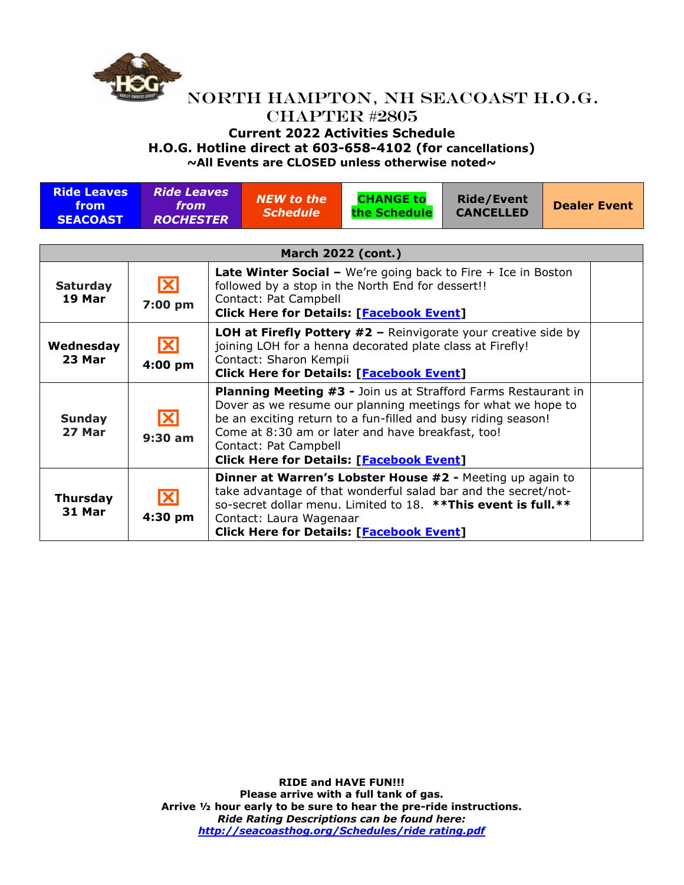# North Hampton, NH Seacoast H.O.G. Chapter #2805

**Current 2022 Activities Schedule**
**H.O.G. Hotline direct at 603-658-4102 (for cancellations)**
**~All Events are CLOSED unless otherwise noted~**

| Ride Leaves from SEACOAST | *Ride Leaves from ROCHESTER* | *NEW to the Schedule* | CHANGE to the Schedule | Ride/Event CANCELLED | Dealer Event |
|---|---|---|---|---|---|

| March 2022 (cont.) | | | |
|---|---|---|---|
| **Saturday 19 Mar** | ☒ **7:00 pm** | **Late Winter Social –** We're going back to Fire + Ice in Boston followed by a stop in the North End for dessert!! Contact: Pat Campbell **Click Here for Details: [Facebook Event]** | |
| **Wednesday 23 Mar** | ☒ **4:00 pm** | **LOH at Firefly Pottery #2 –** Reinvigorate your creative side by joining LOH for a henna decorated plate class at Firefly! Contact: Sharon Kempii **Click Here for Details: [Facebook Event]** | |
| **Sunday 27 Mar** | ☒ **9:30 am** | **Planning Meeting #3 -** Join us at Strafford Farms Restaurant in Dover as we resume our planning meetings for what we hope to be an exciting return to a fun-filled and busy riding season! Come at 8:30 am or later and have breakfast, too! Contact: Pat Campbell **Click Here for Details: [Facebook Event]** | |
| **Thursday 31 Mar** | ☒ **4:30 pm** | **Dinner at Warren's Lobster House #2 -** Meeting up again to take advantage of that wonderful salad bar and the secret/not-so-secret dollar menu. Limited to 18. **\*\*This event is full.\*\*** Contact: Laura Wagenaar **Click Here for Details: [Facebook Event]** | |

**RIDE and HAVE FUN!!!**
**Please arrive with a full tank of gas.**
**Arrive ½ hour early to be sure to hear the pre-ride instructions.**
***Ride Rating Descriptions can be found here:***
***http://seacoasthog.org/Schedules/ride rating.pdf***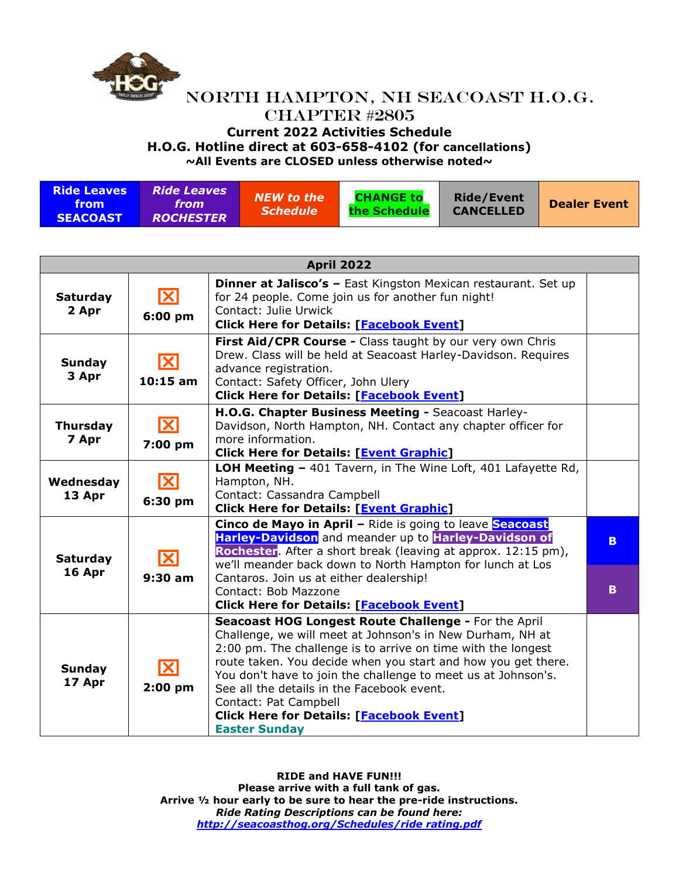# NORTH HAMPTON, NH SEACOAST H.O.G. CHAPTER #2805

**Current 2022 Activities Schedule**
**H.O.G. Hotline direct at 603-658-4102 (for cancellations)**
**~All Events are CLOSED unless otherwise noted~**

| Ride Leaves from SEACOAST | *Ride Leaves from ROCHESTER* | *NEW to the Schedule* | CHANGE to the Schedule | Ride/Event CANCELLED | Dealer Event |
|---|---|---|---|---|---|

| April 2022 | | | |
|---|---|---|---|
| **Saturday 2 Apr** | ☒ **6:00 pm** | **Dinner at Jalisco's –** East Kingston Mexican restaurant. Set up for 24 people. Come join us for another fun night! Contact: Julie Urwick **Click Here for Details: [Facebook Event]** | |
| **Sunday 3 Apr** | ☒ **10:15 am** | **First Aid/CPR Course -** Class taught by our very own Chris Drew. Class will be held at Seacoast Harley-Davidson. Requires advance registration. Contact: Safety Officer, John Ulery **Click Here for Details: [Facebook Event]** | |
| **Thursday 7 Apr** | ☒ **7:00 pm** | **H.O.G. Chapter Business Meeting -** Seacoast Harley-Davidson, North Hampton, NH. Contact any chapter officer for more information. **Click Here for Details: [Event Graphic]** | |
| **Wednesday 13 Apr** | ☒ **6:30 pm** | **LOH Meeting –** 401 Tavern, in The Wine Loft, 401 Lafayette Rd, Hampton, NH. Contact: Cassandra Campbell **Click Here for Details: [Event Graphic]** | |
| **Saturday 16 Apr** | ☒ **9:30 am** | **Cinco de Mayo in April –** Ride is going to leave **Seacoast Harley-Davidson** and meander up to **Harley-Davidson of Rochester**. After a short break (leaving at approx. 12:15 pm), we'll meander back down to North Hampton for lunch at Los Cantaros. Join us at either dealership! Contact: Bob Mazzone **Click Here for Details: [Facebook Event]** | **B** / **B** |
| **Sunday 17 Apr** | ☒ **2:00 pm** | **Seacoast HOG Longest Route Challenge -** For the April Challenge, we will meet at Johnson's in New Durham, NH at 2:00 pm. The challenge is to arrive on time with the longest route taken. You decide when you start and how you get there. You don't have to join the challenge to meet us at Johnson's. See all the details in the Facebook event. Contact: Pat Campbell **Click Here for Details: [Facebook Event]** **Easter Sunday** | |

**RIDE and HAVE FUN!!!**
**Please arrive with a full tank of gas.**
**Arrive ½ hour early to be sure to hear the pre-ride instructions.**
***Ride Rating Descriptions can be found here:***
***http://seacoasthog.org/Schedules/ride rating.pdf***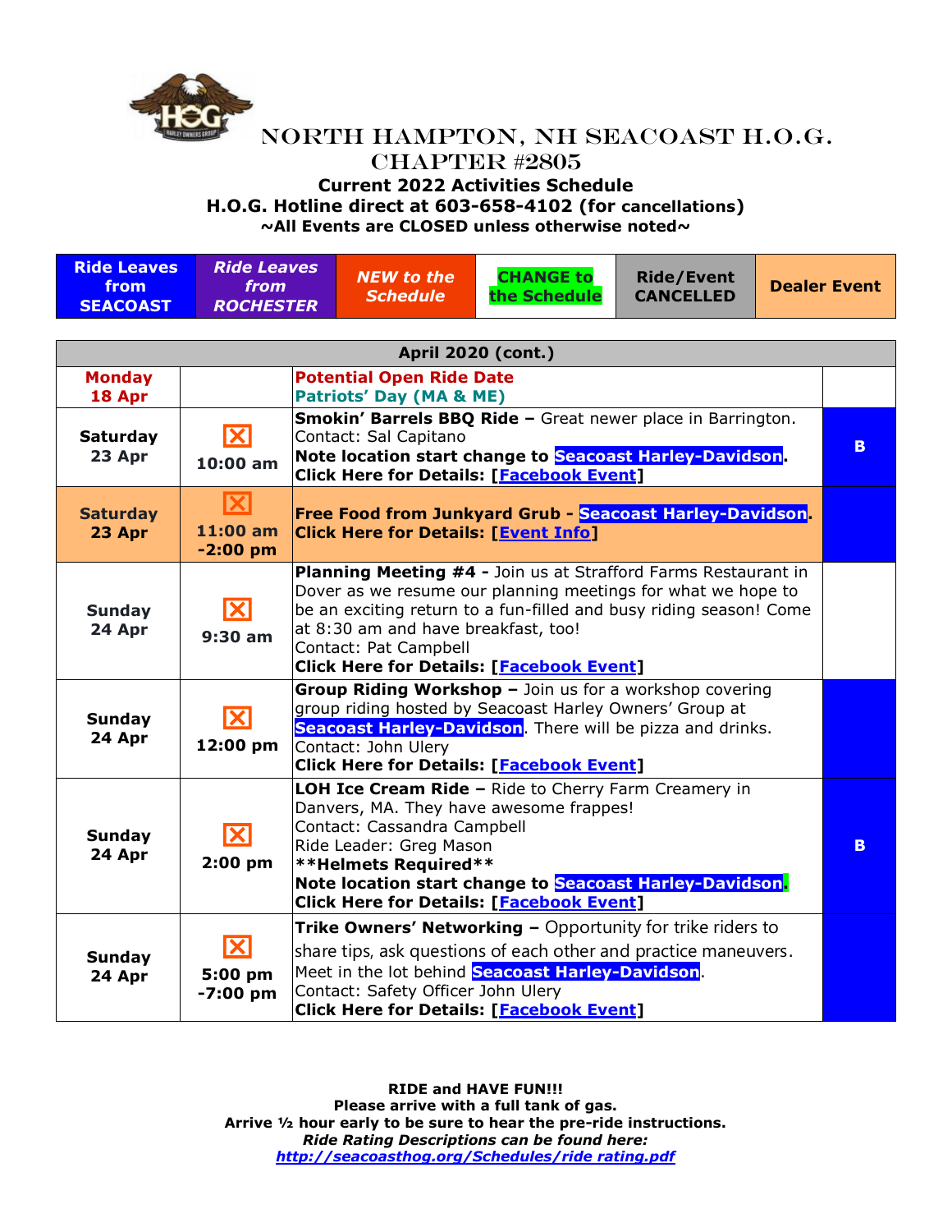# North Hampton, NH Seacoast H.O.G. Chapter #2805

**Current 2022 Activities Schedule**
**H.O.G. Hotline direct at 603-658-4102 (for cancellations)**
**~All Events are CLOSED unless otherwise noted~**

| Ride Leaves from SEACOAST | *Ride Leaves from ROCHESTER* | *NEW to the Schedule* | CHANGE to the Schedule | Ride/Event CANCELLED | Dealer Event |
|---|---|---|---|---|---|

| April 2020 (cont.) | | | |
|---|---|---|---|
| **Monday 18 Apr** | | **Potential Open Ride Date** **Patriots' Day (MA & ME)** | |
| **Saturday 23 Apr** | 10:00 am | **Smokin' Barrels BBQ Ride –** Great newer place in Barrington. Contact: Sal Capitano **Note location start change to Seacoast Harley-Davidson.** **Click Here for Details: [Facebook Event]** | **B** |
| **Saturday 23 Apr** | **11:00 am -2:00 pm** | **Free Food from Junkyard Grub - Seacoast Harley-Davidson.** **Click Here for Details: [Event Info]** | |
| **Sunday 24 Apr** | 9:30 am | **Planning Meeting #4 -** Join us at Strafford Farms Restaurant in Dover as we resume our planning meetings for what we hope to be an exciting return to a fun-filled and busy riding season! Come at 8:30 am and have breakfast, too! Contact: Pat Campbell **Click Here for Details: [Facebook Event]** | |
| **Sunday 24 Apr** | 12:00 pm | **Group Riding Workshop –** Join us for a workshop covering group riding hosted by Seacoast Harley Owners' Group at Seacoast Harley-Davidson. There will be pizza and drinks. Contact: John Ulery **Click Here for Details: [Facebook Event]** | |
| **Sunday 24 Apr** | 2:00 pm | **LOH Ice Cream Ride –** Ride to Cherry Farm Creamery in Danvers, MA. They have awesome frappes! Contact: Cassandra Campbell Ride Leader: Greg Mason **\*\*Helmets Required\*\*** **Note location start change to Seacoast Harley-Davidson.** **Click Here for Details: [Facebook Event]** | **B** |
| **Sunday 24 Apr** | 5:00 pm -7:00 pm | **Trike Owners' Networking –** Opportunity for trike riders to share tips, ask questions of each other and practice maneuvers. Meet in the lot behind Seacoast Harley-Davidson. Contact: Safety Officer John Ulery **Click Here for Details: [Facebook Event]** | |

**RIDE and HAVE FUN!!!**
**Please arrive with a full tank of gas.**
**Arrive ½ hour early to be sure to hear the pre-ride instructions.**
***Ride Rating Descriptions can be found here:***
***http://seacoasthog.org/Schedules/ride rating.pdf***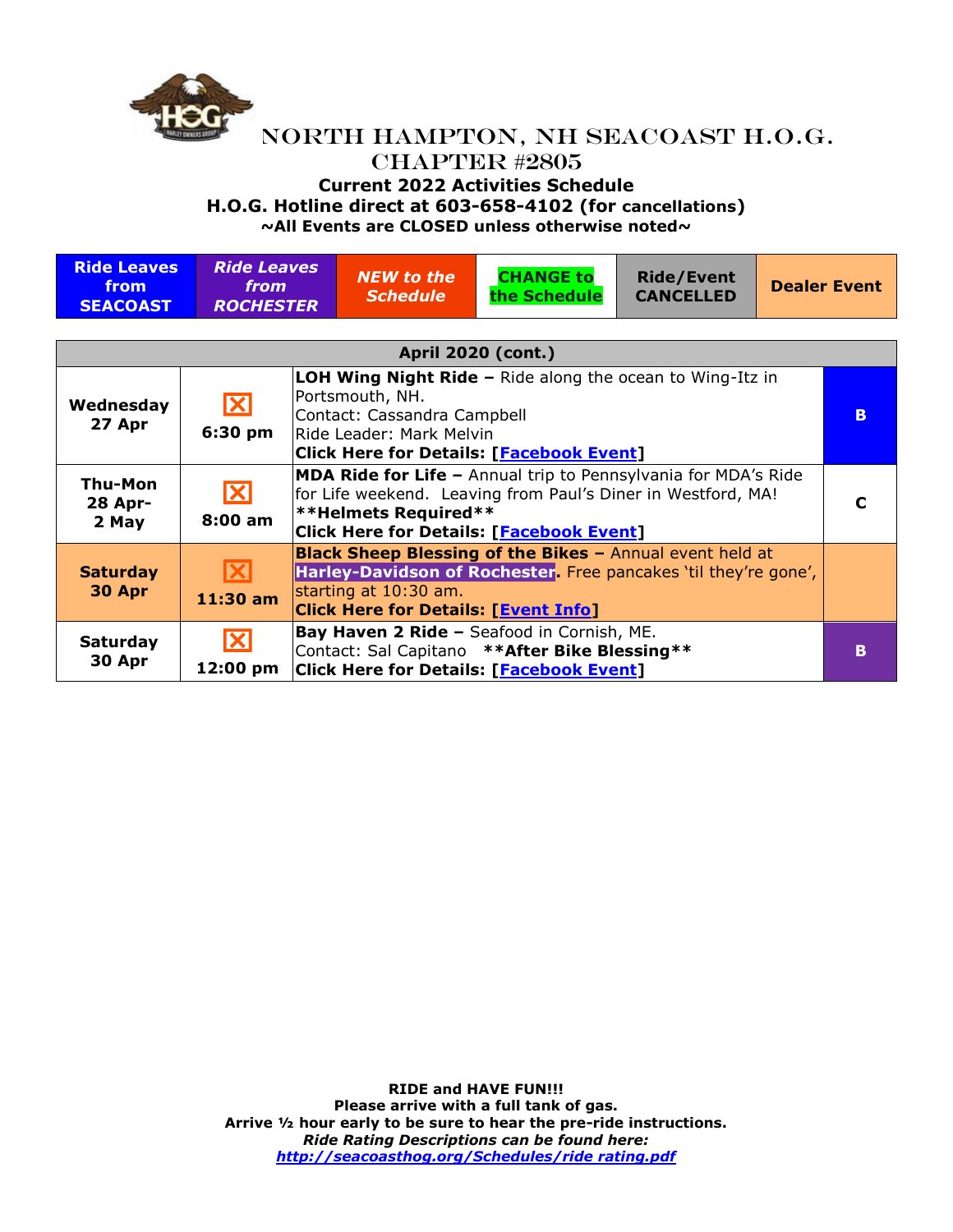# NORTH HAMPTON, NH SEACOAST H.O.G. CHAPTER #2805

**Current 2022 Activities Schedule**
**H.O.G. Hotline direct at 603-658-4102 (for cancellations)**
**~All Events are CLOSED unless otherwise noted~**

| Ride Leaves from SEACOAST | *Ride Leaves from ROCHESTER* | *NEW to the Schedule* | CHANGE to the Schedule | Ride/Event CANCELLED | Dealer Event |
|---|---|---|---|---|---|

| April 2020 (cont.) | | | |
|---|---|---|---|
| **Wednesday 27 Apr** | ☒ **6:30 pm** | **LOH Wing Night Ride –** Ride along the ocean to Wing-Itz in Portsmouth, NH. Contact: Cassandra Campbell Ride Leader: Mark Melvin **Click Here for Details: [Facebook Event]** | **B** |
| **Thu-Mon 28 Apr-2 May** | ☒ **8:00 am** | **MDA Ride for Life –** Annual trip to Pennsylvania for MDA's Ride for Life weekend. Leaving from Paul's Diner in Westford, MA! **\*\*Helmets Required\*\* Click Here for Details: [Facebook Event]** | **C** |
| **Saturday 30 Apr** | ☒ **11:30 am** | **Black Sheep Blessing of the Bikes –** Annual event held at **Harley-Davidson of Rochester**. Free pancakes 'til they're gone', starting at 10:30 am. **Click Here for Details: [Event Info]** | |
| **Saturday 30 Apr** | ☒ **12:00 pm** | **Bay Haven 2 Ride –** Seafood in Cornish, ME. Contact: Sal Capitano **\*\*After Bike Blessing\*\* Click Here for Details: [Facebook Event]** | **B** |

**RIDE and HAVE FUN!!!**
**Please arrive with a full tank of gas.**
**Arrive ½ hour early to be sure to hear the pre-ride instructions.**
***Ride Rating Descriptions can be found here:***
***http://seacoasthog.org/Schedules/ride rating.pdf***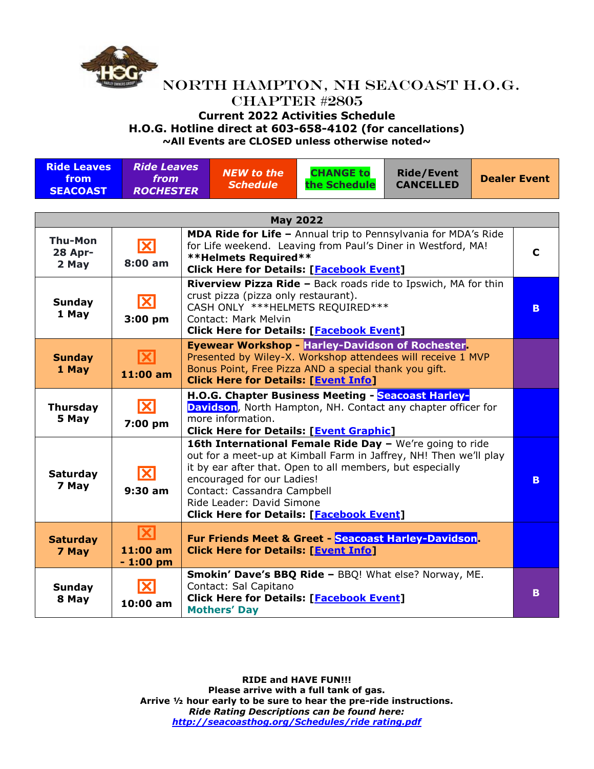# North Hampton, NH Seacoast H.O.G. Chapter #2805

**Current 2022 Activities Schedule**
**H.O.G. Hotline direct at 603-658-4102 (for cancellations)**
**~All Events are CLOSED unless otherwise noted~**

| Ride Leaves from SEACOAST | *Ride Leaves from ROCHESTER* | *NEW to the Schedule* | CHANGE to the Schedule | Ride/Event CANCELLED | Dealer Event |
|---|---|---|---|---|---|

| May 2022 | | | |
|---|---|---|---|
| **Thu-Mon 28 Apr-2 May** | 8:00 am | **MDA Ride for Life –** Annual trip to Pennsylvania for MDA's Ride for Life weekend. Leaving from Paul's Diner in Westford, MA! **Helmets Required** **Click Here for Details: [Facebook Event]** | C |
| **Sunday 1 May** | 3:00 pm | **Riverview Pizza Ride –** Back roads ride to Ipswich, MA for thin crust pizza (pizza only restaurant). CASH ONLY ***HELMETS REQUIRED*** Contact: Mark Melvin **Click Here for Details: [Facebook Event]** | B |
| **Sunday 1 May** | 11:00 am | **Eyewear Workshop - Harley-Davidson of Rochester.** Presented by Wiley-X. Workshop attendees will receive 1 MVP Bonus Point, Free Pizza AND a special thank you gift. **Click Here for Details: [Event Info]** | |
| **Thursday 5 May** | 7:00 pm | **H.O.G. Chapter Business Meeting - Seacoast Harley-Davidson**, North Hampton, NH. Contact any chapter officer for more information. **Click Here for Details: [Event Graphic]** | |
| **Saturday 7 May** | 9:30 am | **16th International Female Ride Day –** We're going to ride out for a meet-up at Kimball Farm in Jaffrey, NH! Then we'll play it by ear after that. Open to all members, but especially encouraged for our Ladies! Contact: Cassandra Campbell Ride Leader: David Simone **Click Here for Details: [Facebook Event]** | B |
| **Saturday 7 May** | 11:00 am - 1:00 pm | **Fur Friends Meet & Greet - Seacoast Harley-Davidson. Click Here for Details: [Event Info]** | |
| **Sunday 8 May** | 10:00 am | **Smokin' Dave's BBQ Ride –** BBQ! What else? Norway, ME. Contact: Sal Capitano **Click Here for Details: [Facebook Event]** **Mothers' Day** | B |

**RIDE and HAVE FUN!!!**
**Please arrive with a full tank of gas.**
**Arrive ½ hour early to be sure to hear the pre-ride instructions.**
***Ride Rating Descriptions can be found here:***
***http://seacoasthog.org/Schedules/ride rating.pdf***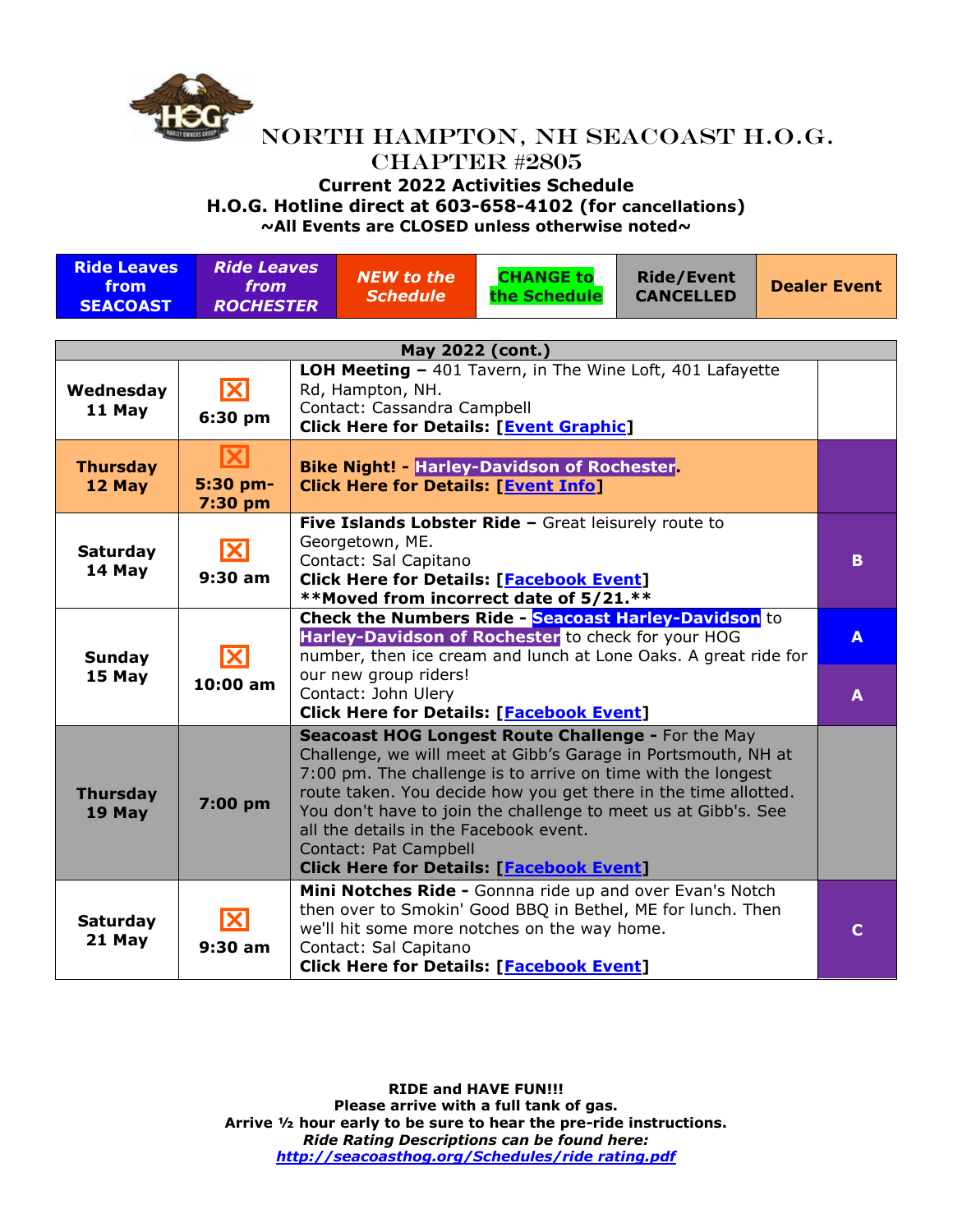# NORTH HAMPTON, NH SEACOAST H.O.G. CHAPTER #2805

**Current 2022 Activities Schedule**
**H.O.G. Hotline direct at 603-658-4102 (for cancellations)**
**~All Events are CLOSED unless otherwise noted~**

| Ride Leaves from SEACOAST | *Ride Leaves from ROCHESTER* | *NEW to the Schedule* | CHANGE to the Schedule | Ride/Event CANCELLED | Dealer Event |
|---|---|---|---|---|---|

| May 2022 (cont.) | | | |
|---|---|---|---|
| **Wednesday 11 May** | ☒ **6:30 pm** | **LOH Meeting –** 401 Tavern, in The Wine Loft, 401 Lafayette Rd, Hampton, NH. Contact: Cassandra Campbell **Click Here for Details: [Event Graphic]** | |
| **Thursday 12 May** | ☒ **5:30 pm-7:30 pm** | **Bike Night! - Harley-Davidson of Rochester. Click Here for Details: [Event Info]** | |
| **Saturday 14 May** | ☒ **9:30 am** | **Five Islands Lobster Ride –** Great leisurely route to Georgetown, ME. Contact: Sal Capitano **Click Here for Details: [Facebook Event]** **\*\*Moved from incorrect date of 5/21.\*\*** | **B** |
| **Sunday 15 May** | ☒ **10:00 am** | **Check the Numbers Ride - Seacoast Harley-Davidson** to **Harley-Davidson of Rochester** to check for your HOG number, then ice cream and lunch at Lone Oaks. A great ride for our new group riders! Contact: John Ulery **Click Here for Details: [Facebook Event]** | **A** / **A** |
| **Thursday 19 May** | **7:00 pm** | **Seacoast HOG Longest Route Challenge -** For the May Challenge, we will meet at Gibb's Garage in Portsmouth, NH at 7:00 pm. The challenge is to arrive on time with the longest route taken. You decide how you get there in the time allotted. You don't have to join the challenge to meet us at Gibb's. See all the details in the Facebook event. Contact: Pat Campbell **Click Here for Details: [Facebook Event]** | |
| **Saturday 21 May** | ☒ **9:30 am** | **Mini Notches Ride -** Gonnna ride up and over Evan's Notch then over to Smokin' Good BBQ in Bethel, ME for lunch. Then we'll hit some more notches on the way home. Contact: Sal Capitano **Click Here for Details: [Facebook Event]** | **C** |

**RIDE and HAVE FUN!!!**
**Please arrive with a full tank of gas.**
**Arrive ½ hour early to be sure to hear the pre-ride instructions.**
***Ride Rating Descriptions can be found here:***
***http://seacoasthog.org/Schedules/ride rating.pdf***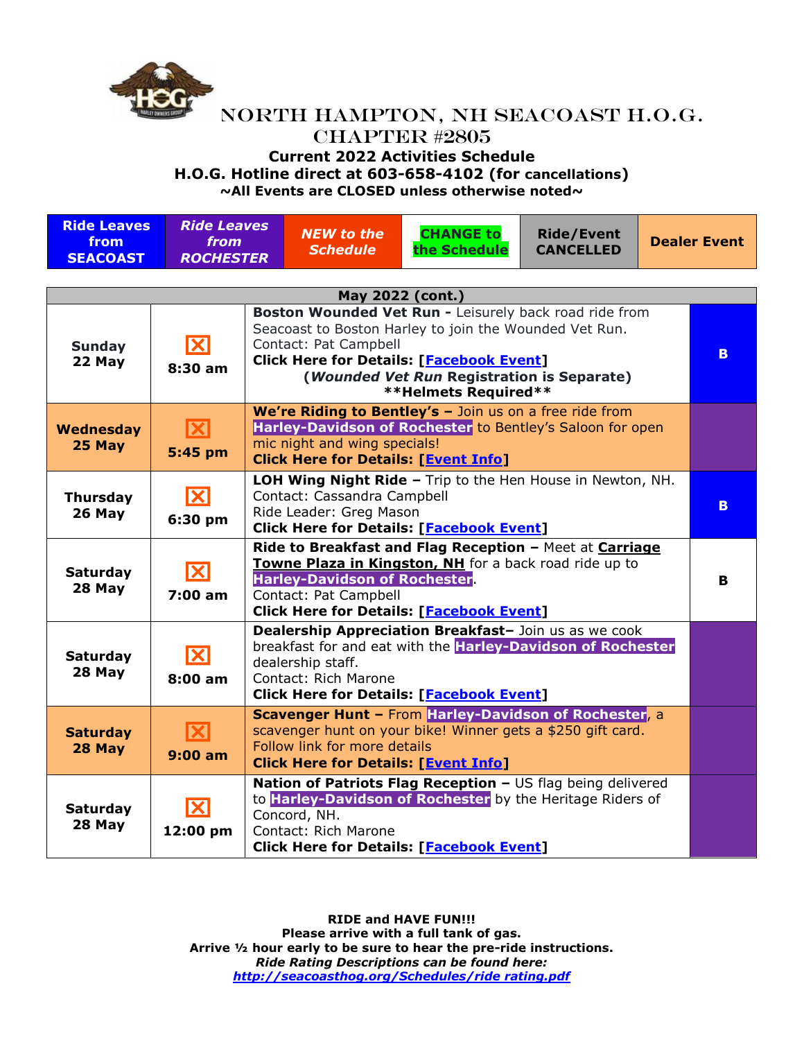# NORTH HAMPTON, NH SEACOAST H.O.G. CHAPTER #2805

**Current 2022 Activities Schedule**

**H.O.G. Hotline direct at 603-658-4102 (for cancellations)**

**~All Events are CLOSED unless otherwise noted~**

| Ride Leaves from SEACOAST | *Ride Leaves from ROCHESTER* | *NEW to the Schedule* | CHANGE to the Schedule | Ride/Event CANCELLED | Dealer Event |
|---|---|---|---|---|---|

| May 2022 (cont.) | | | |
|---|---|---|---|
| **Sunday 22 May** | **8:30 am** | **Boston Wounded Vet Run -** Leisurely back road ride from Seacoast to Boston Harley to join the Wounded Vet Run. Contact: Pat Campbell **Click Here for Details: [Facebook Event]** **(*Wounded Vet Run* Registration is Separate)** **\*\*Helmets Required\*\*** | **B** |
| **Wednesday 25 May** | **5:45 pm** | **We're Riding to Bentley's –** Join us on a free ride from **Harley-Davidson of Rochester** to Bentley's Saloon for open mic night and wing specials! **Click Here for Details: [Event Info]** | |
| **Thursday 26 May** | **6:30 pm** | **LOH Wing Night Ride –** Trip to the Hen House in Newton, NH. Contact: Cassandra Campbell Ride Leader: Greg Mason **Click Here for Details: [Facebook Event]** | **B** |
| **Saturday 28 May** | **7:00 am** | **Ride to Breakfast and Flag Reception –** Meet at **Carriage Towne Plaza in Kingston, NH** for a back road ride up to **Harley-Davidson of Rochester**. Contact: Pat Campbell **Click Here for Details: [Facebook Event]** | **B** |
| **Saturday 28 May** | **8:00 am** | **Dealership Appreciation Breakfast–** Join us as we cook breakfast for and eat with the **Harley-Davidson of Rochester** dealership staff. Contact: Rich Marone **Click Here for Details: [Facebook Event]** | |
| **Saturday 28 May** | **9:00 am** | **Scavenger Hunt –** From **Harley-Davidson of Rochester**, a scavenger hunt on your bike! Winner gets a $250 gift card. Follow link for more details **Click Here for Details: [Event Info]** | |
| **Saturday 28 May** | **12:00 pm** | **Nation of Patriots Flag Reception –** US flag being delivered to **Harley-Davidson of Rochester** by the Heritage Riders of Concord, NH. Contact: Rich Marone **Click Here for Details: [Facebook Event]** | |

**RIDE and HAVE FUN!!!**
**Please arrive with a full tank of gas.**
**Arrive ½ hour early to be sure to hear the pre-ride instructions.**
***Ride Rating Descriptions can be found here:***
***http://seacoasthog.org/Schedules/ride rating.pdf***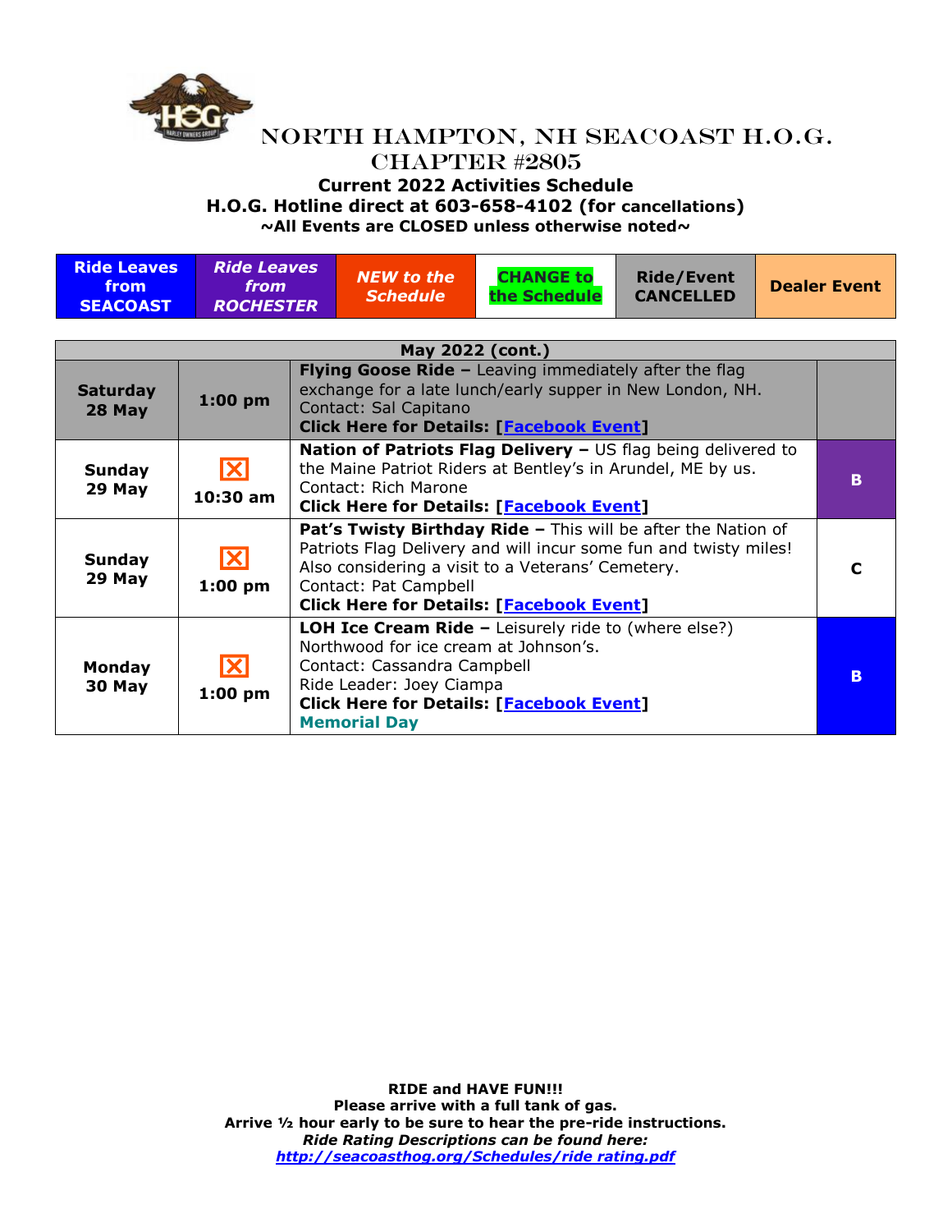# NORTH HAMPTON, NH SEACOAST H.O.G. CHAPTER #2805

**Current 2022 Activities Schedule**
**H.O.G. Hotline direct at 603-658-4102 (for cancellations)**
**~All Events are CLOSED unless otherwise noted~**

| Ride Leaves from SEACOAST | *Ride Leaves from ROCHESTER* | *NEW to the Schedule* | CHANGE to the Schedule | Ride/Event CANCELLED | Dealer Event |
|---|---|---|---|---|---|

| May 2022 (cont.) | | | |
|---|---|---|---|
| **Saturday 28 May** | **1:00 pm** | **Flying Goose Ride –** Leaving immediately after the flag exchange for a late lunch/early supper in New London, NH. Contact: Sal Capitano **Click Here for Details: [Facebook Event]** | |
| **Sunday 29 May** | ☒ **10:30 am** | **Nation of Patriots Flag Delivery –** US flag being delivered to the Maine Patriot Riders at Bentley's in Arundel, ME by us. Contact: Rich Marone **Click Here for Details: [Facebook Event]** | **B** |
| **Sunday 29 May** | ☒ **1:00 pm** | **Pat's Twisty Birthday Ride –** This will be after the Nation of Patriots Flag Delivery and will incur some fun and twisty miles! Also considering a visit to a Veterans' Cemetery. Contact: Pat Campbell **Click Here for Details: [Facebook Event]** | **C** |
| **Monday 30 May** | ☒ **1:00 pm** | **LOH Ice Cream Ride –** Leisurely ride to (where else?) Northwood for ice cream at Johnson's. Contact: Cassandra Campbell Ride Leader: Joey Ciampa **Click Here for Details: [Facebook Event]** **Memorial Day** | **B** |

**RIDE and HAVE FUN!!!**
**Please arrive with a full tank of gas.**
**Arrive ½ hour early to be sure to hear the pre-ride instructions.**
***Ride Rating Descriptions can be found here:***
***http://seacoasthog.org/Schedules/ride rating.pdf***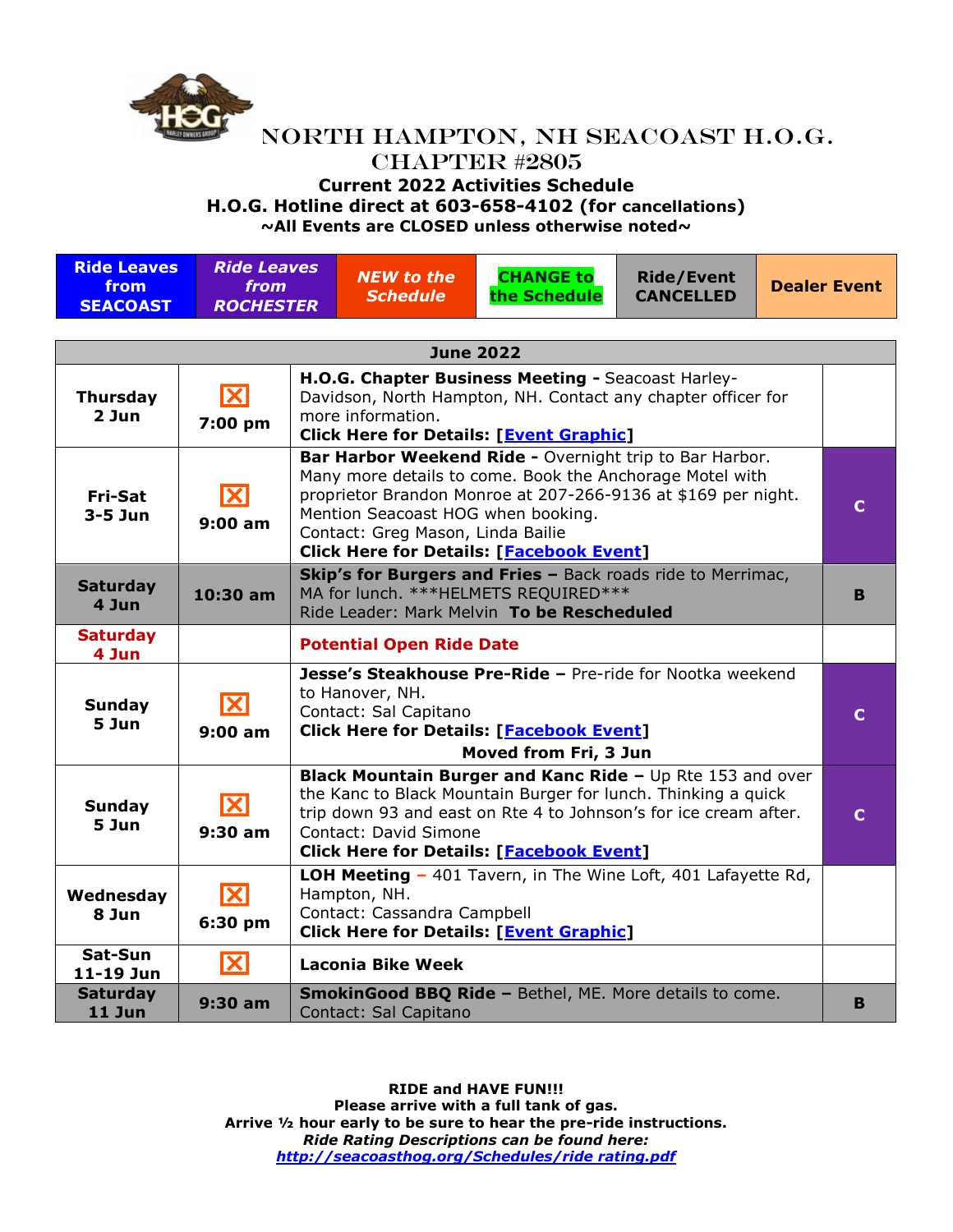# NORTH HAMPTON, NH SEACOAST H.O.G. CHAPTER #2805

**Current 2022 Activities Schedule**
**H.O.G. Hotline direct at 603-658-4102 (for cancellations)**
**~All Events are CLOSED unless otherwise noted~**

| Ride Leaves from SEACOAST | *Ride Leaves from ROCHESTER* | *NEW to the Schedule* | CHANGE to the Schedule | Ride/Event CANCELLED | Dealer Event |
|---|---|---|---|---|---|

| June 2022 | | | |
|---|---|---|---|
| **Thursday 2 Jun** | ☒ **7:00 pm** | **H.O.G. Chapter Business Meeting -** Seacoast Harley-Davidson, North Hampton, NH. Contact any chapter officer for more information. **Click Here for Details: [Event Graphic]** | |
| **Fri-Sat 3-5 Jun** | ☒ **9:00 am** | **Bar Harbor Weekend Ride -** Overnight trip to Bar Harbor. Many more details to come. Book the Anchorage Motel with proprietor Brandon Monroe at 207-266-9136 at $169 per night. Mention Seacoast HOG when booking. Contact: Greg Mason, Linda Bailie **Click Here for Details: [Facebook Event]** | **C** |
| **Saturday 4 Jun** | **10:30 am** | **Skip's for Burgers and Fries –** Back roads ride to Merrimac, MA for lunch. ***HELMETS REQUIRED*** Ride Leader: Mark Melvin **To be Rescheduled** | **B** |
| **Saturday 4 Jun** | | **Potential Open Ride Date** | |
| **Sunday 5 Jun** | ☒ **9:00 am** | **Jesse's Steakhouse Pre-Ride –** Pre-ride for Nootka weekend to Hanover, NH. Contact: Sal Capitano **Click Here for Details: [Facebook Event]** **Moved from Fri, 3 Jun** | **C** |
| **Sunday 5 Jun** | ☒ **9:30 am** | **Black Mountain Burger and Kanc Ride –** Up Rte 153 and over the Kanc to Black Mountain Burger for lunch. Thinking a quick trip down 93 and east on Rte 4 to Johnson's for ice cream after. Contact: David Simone **Click Here for Details: [Facebook Event]** | **C** |
| **Wednesday 8 Jun** | ☒ **6:30 pm** | **LOH Meeting –** 401 Tavern, in The Wine Loft, 401 Lafayette Rd, Hampton, NH. Contact: Cassandra Campbell **Click Here for Details: [Event Graphic]** | |
| **Sat-Sun 11-19 Jun** | ☒ | **Laconia Bike Week** | |
| **Saturday 11 Jun** | **9:30 am** | **SmokinGood BBQ Ride –** Bethel, ME. More details to come. Contact: Sal Capitano | **B** |

**RIDE and HAVE FUN!!!**
**Please arrive with a full tank of gas.**
**Arrive ½ hour early to be sure to hear the pre-ride instructions.**
***Ride Rating Descriptions can be found here:***
***http://seacoasthog.org/Schedules/ride rating.pdf***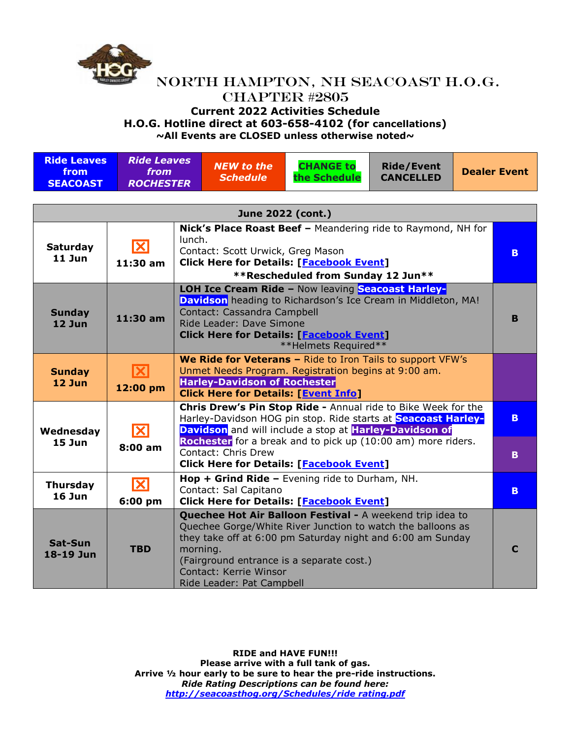# NORTH HAMPTON, NH SEACOAST H.O.G. CHAPTER #2805

**Current 2022 Activities Schedule**
**H.O.G. Hotline direct at 603-658-4102 (for cancellations)**
**~All Events are CLOSED unless otherwise noted~**

| Ride Leaves from SEACOAST | *Ride Leaves from ROCHESTER* | *NEW to the Schedule* | CHANGE to the Schedule | Ride/Event CANCELLED | Dealer Event |
|---|---|---|---|---|---|

| June 2022 (cont.) | | | |
|---|---|---|---|
| **Saturday 11 Jun** | ☒ **11:30 am** | **Nick's Place Roast Beef –** Meandering ride to Raymond, NH for lunch.<br>Contact: Scott Urwick, Greg Mason<br>**Click Here for Details: [Facebook Event]**<br>**\*\*Rescheduled from Sunday 12 Jun\*\*** | **B** |
| **Sunday 12 Jun** | **11:30 am** | **LOH Ice Cream Ride –** Now leaving **Seacoast Harley-Davidson** heading to Richardson's Ice Cream in Middleton, MA!<br>Contact: Cassandra Campbell<br>Ride Leader: Dave Simone<br>**Click Here for Details: [Facebook Event]**<br>\*\*Helmets Required\*\* | **B** |
| **Sunday 12 Jun** | ☒ **12:00 pm** | **We Ride for Veterans –** Ride to Iron Tails to support VFW's Unmet Needs Program. Registration begins at 9:00 am.<br>**Harley-Davidson of Rochester**<br>**Click Here for Details: [Event Info]** | |
| **Wednesday 15 Jun** | ☒ **8:00 am** | **Chris Drew's Pin Stop Ride -** Annual ride to Bike Week for the Harley-Davidson HOG pin stop. Ride starts at **Seacoast Harley-Davidson** and will include a stop at **Harley-Davidson of Rochester** for a break and to pick up (10:00 am) more riders.<br>Contact: Chris Drew<br>**Click Here for Details: [Facebook Event]** | **B** / **B** |
| **Thursday 16 Jun** | ☒ **6:00 pm** | **Hop + Grind Ride –** Evening ride to Durham, NH.<br>Contact: Sal Capitano<br>**Click Here for Details: [Facebook Event]** | **B** |
| **Sat-Sun 18-19 Jun** | **TBD** | **Quechee Hot Air Balloon Festival -** A weekend trip idea to Quechee Gorge/White River Junction to watch the balloons as they take off at 6:00 pm Saturday night and 6:00 am Sunday morning.<br>(Fairground entrance is a separate cost.)<br>Contact: Kerrie Winsor<br>Ride Leader: Pat Campbell | **C** |

**RIDE and HAVE FUN!!!**
**Please arrive with a full tank of gas.**
**Arrive ½ hour early to be sure to hear the pre-ride instructions.**
***Ride Rating Descriptions can be found here:***
***http://seacoasthog.org/Schedules/ride rating.pdf***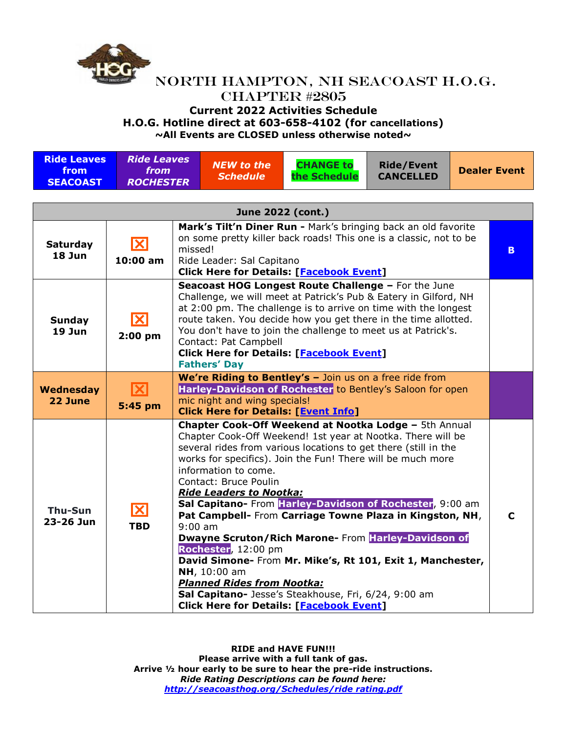# NORTH HAMPTON, NH SEACOAST H.O.G. CHAPTER #2805

**Current 2022 Activities Schedule**
**H.O.G. Hotline direct at 603-658-4102 (for cancellations)**
**~All Events are CLOSED unless otherwise noted~**

| Ride Leaves from SEACOAST | *Ride Leaves from ROCHESTER* | *NEW to the Schedule* | CHANGE to the Schedule | Ride/Event CANCELLED | Dealer Event |
|---|---|---|---|---|---|

| June 2022 (cont.) | | | |
|---|---|---|---|
| **Saturday 18 Jun** | ☒ **10:00 am** | **Mark's Tilt'n Diner Run -** Mark's bringing back an old favorite on some pretty killer back roads! This one is a classic, not to be missed!<br>Ride Leader: Sal Capitano<br>**Click Here for Details: [Facebook Event]** | **B** |
| **Sunday 19 Jun** | ☒ **2:00 pm** | **Seacoast HOG Longest Route Challenge –** For the June Challenge, we will meet at Patrick's Pub & Eatery in Gilford, NH at 2:00 pm. The challenge is to arrive on time with the longest route taken. You decide how you get there in the time allotted. You don't have to join the challenge to meet us at Patrick's.<br>Contact: Pat Campbell<br>**Click Here for Details: [Facebook Event]**<br>**Fathers' Day** | |
| **Wednesday 22 June** | ☒ **5:45 pm** | **We're Riding to Bentley's –** Join us on a free ride from **Harley-Davidson of Rochester** to Bentley's Saloon for open mic night and wing specials!<br>**Click Here for Details: [Event Info]** | |
| **Thu-Sun 23-26 Jun** | ☒ **TBD** | **Chapter Cook-Off Weekend at Nootka Lodge –** 5th Annual Chapter Cook-Off Weekend! 1st year at Nootka. There will be several rides from various locations to get there (still in the works for specifics). Join the Fun! There will be much more information to come.<br>Contact: Bruce Poulin<br>***Ride Leaders to Nootka:***<br>**Sal Capitano-** From **Harley-Davidson of Rochester**, 9:00 am<br>**Pat Campbell-** From **Carriage Towne Plaza in Kingston, NH**, 9:00 am<br>**Dwayne Scruton/Rich Marone-** From **Harley-Davidson of Rochester**, 12:00 pm<br>**David Simone-** From **Mr. Mike's, Rt 101, Exit 1, Manchester, NH**, 10:00 am<br>***Planned Rides from Nootka:***<br>**Sal Capitano-** Jesse's Steakhouse, Fri, 6/24, 9:00 am<br>**Click Here for Details: [Facebook Event]** | **C** |

**RIDE and HAVE FUN!!!**
**Please arrive with a full tank of gas.**
**Arrive ½ hour early to be sure to hear the pre-ride instructions.**
***Ride Rating Descriptions can be found here:***
***http://seacoasthog.org/Schedules/ride rating.pdf***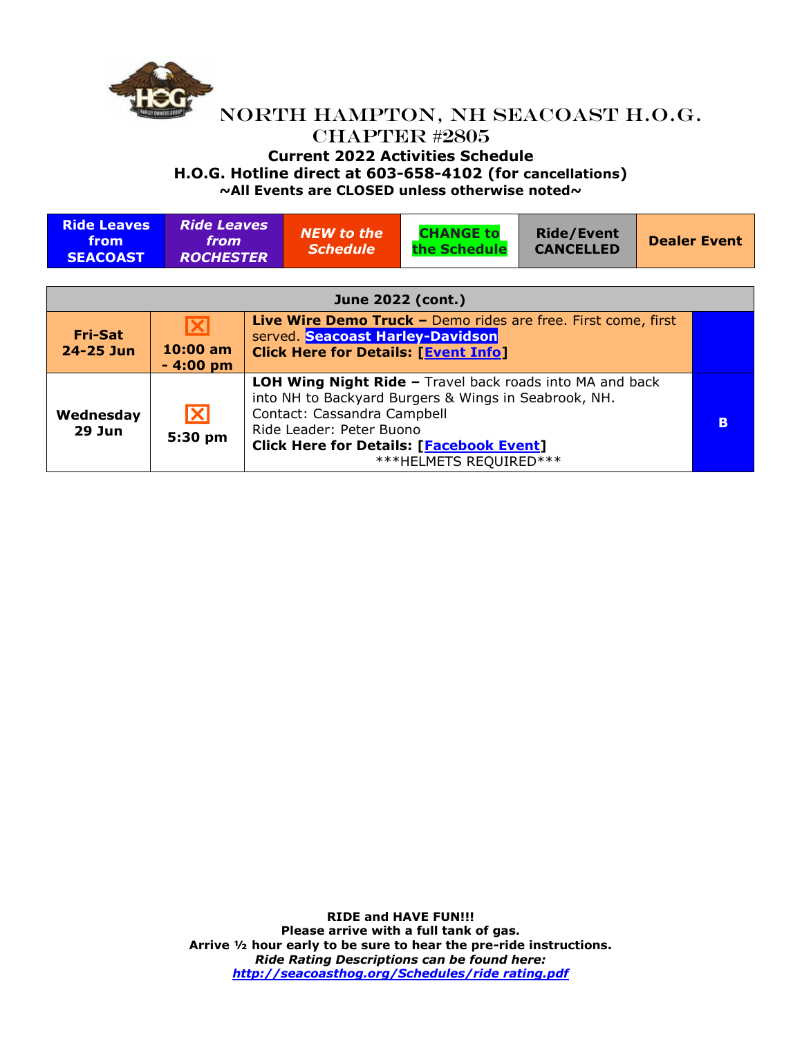# NORTH HAMPTON, NH SEACOAST H.O.G. CHAPTER #2805

**Current 2022 Activities Schedule**
**H.O.G. Hotline direct at 603-658-4102 (for cancellations)**
**~All Events are CLOSED unless otherwise noted~**

| Ride Leaves from SEACOAST | *Ride Leaves from ROCHESTER* | *NEW to the Schedule* | CHANGE to the Schedule | Ride/Event CANCELLED | Dealer Event |
|---|---|---|---|---|---|

| June 2022 (cont.) | | | |
|---|---|---|---|
| **Fri-Sat 24-25 Jun** | **10:00 am - 4:00 pm** | **Live Wire Demo Truck –** Demo rides are free. First come, first served. **Seacoast Harley-Davidson** **Click Here for Details: [Event Info]** | |
| **Wednesday 29 Jun** | **5:30 pm** | **LOH Wing Night Ride –** Travel back roads into MA and back into NH to Backyard Burgers & Wings in Seabrook, NH. Contact: Cassandra Campbell Ride Leader: Peter Buono **Click Here for Details: [Facebook Event]** \*\*\*HELMETS REQUIRED\*\*\* | **B** |

**RIDE and HAVE FUN!!!**
**Please arrive with a full tank of gas.**
**Arrive ½ hour early to be sure to hear the pre-ride instructions.**
***Ride Rating Descriptions can be found here:***
***http://seacoasthog.org/Schedules/ride rating.pdf***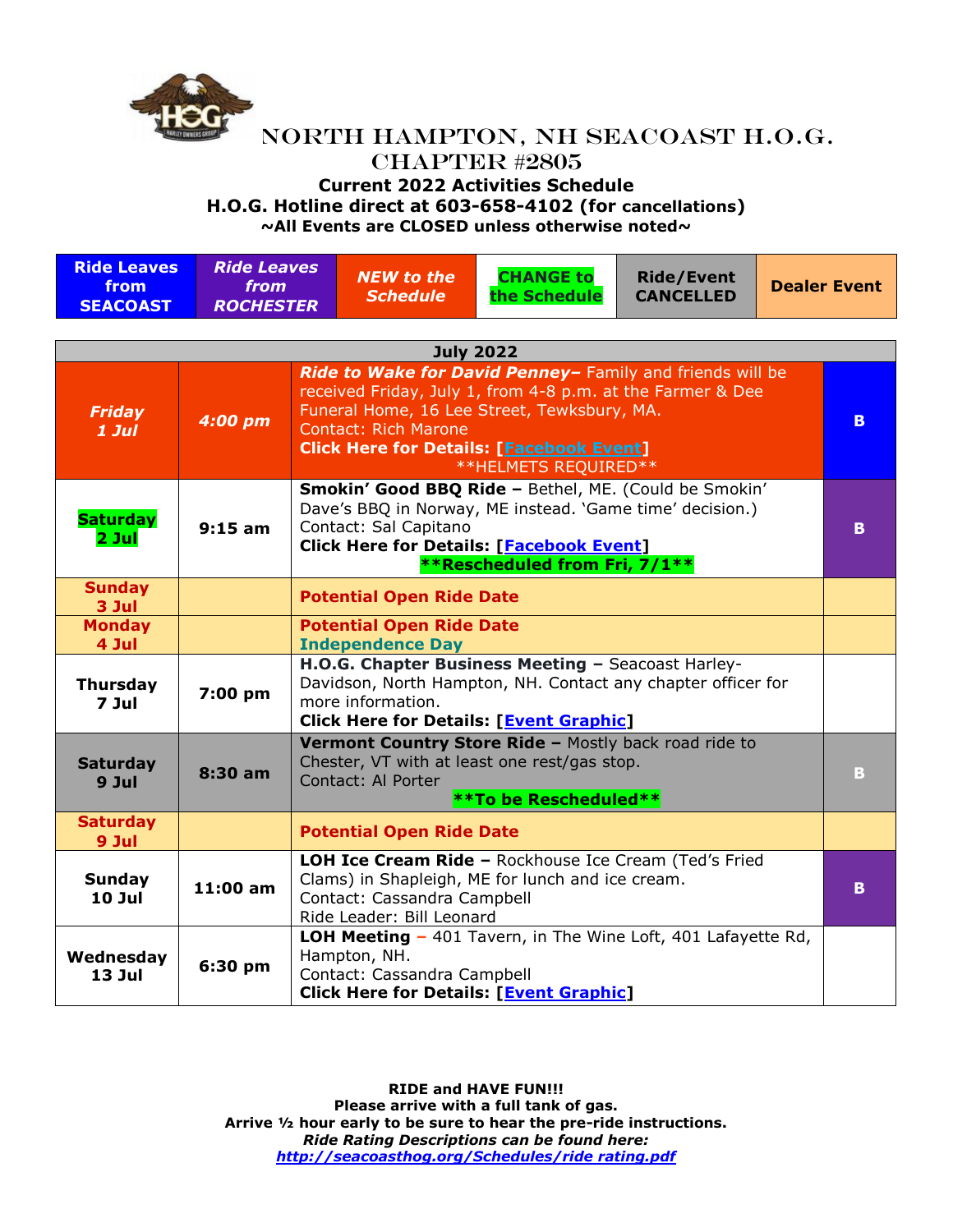# North Hampton, NH Seacoast H.O.G. Chapter #2805

**Current 2022 Activities Schedule**
**H.O.G. Hotline direct at 603-658-4102 (for cancellations)**
**~All Events are CLOSED unless otherwise noted~**

| Ride Leaves from SEACOAST | *Ride Leaves from ROCHESTER* | *NEW to the Schedule* | CHANGE to the Schedule | Ride/Event CANCELLED | Dealer Event |
|---|---|---|---|---|---|

| July 2022 | | | |
|---|---|---|---|
| ***Friday 1 Jul*** | ***4:00 pm*** | ***Ride to Wake for David Penney–*** Family and friends will be received Friday, July 1, from 4-8 p.m. at the Farmer & Dee Funeral Home, 16 Lee Street, Tewksbury, MA. Contact: Rich Marone **Click Here for Details: [Facebook Event]** **HELMETS REQUIRED** | B |
| **Saturday 2 Jul** | **9:15 am** | **Smokin' Good BBQ Ride –** Bethel, ME. (Could be Smokin' Dave's BBQ in Norway, ME instead. 'Game time' decision.) Contact: Sal Capitano **Click Here for Details: [Facebook Event]** **Rescheduled from Fri, 7/1** | B |
| **Sunday 3 Jul** | | **Potential Open Ride Date** | |
| **Monday 4 Jul** | | **Potential Open Ride Date** **Independence Day** | |
| **Thursday 7 Jul** | **7:00 pm** | **H.O.G. Chapter Business Meeting –** Seacoast Harley-Davidson, North Hampton, NH. Contact any chapter officer for more information. **Click Here for Details: [Event Graphic]** | |
| **Saturday 9 Jul** | **8:30 am** | **Vermont Country Store Ride –** Mostly back road ride to Chester, VT with at least one rest/gas stop. Contact: Al Porter **To be Rescheduled** | B |
| **Saturday 9 Jul** | | **Potential Open Ride Date** | |
| **Sunday 10 Jul** | **11:00 am** | **LOH Ice Cream Ride –** Rockhouse Ice Cream (Ted's Fried Clams) in Shapleigh, ME for lunch and ice cream. Contact: Cassandra Campbell Ride Leader: Bill Leonard | B |
| **Wednesday 13 Jul** | **6:30 pm** | **LOH Meeting –** 401 Tavern, in The Wine Loft, 401 Lafayette Rd, Hampton, NH. Contact: Cassandra Campbell **Click Here for Details: [Event Graphic]** | |

**RIDE and HAVE FUN!!!**
**Please arrive with a full tank of gas.**
**Arrive ½ hour early to be sure to hear the pre-ride instructions.**
***Ride Rating Descriptions can be found here:***
***http://seacoasthog.org/Schedules/ride rating.pdf***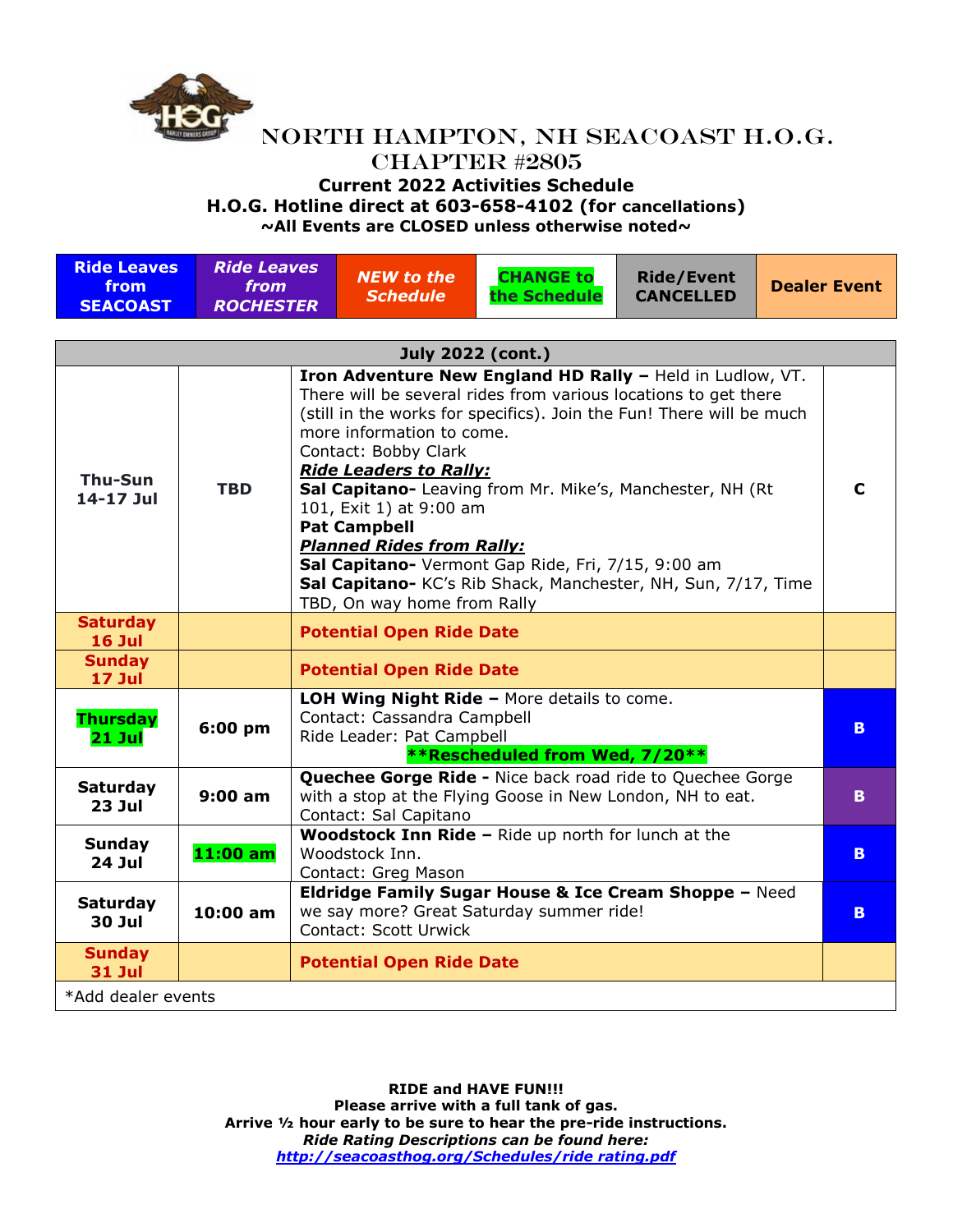# NORTH HAMPTON, NH SEACOAST H.O.G. CHAPTER #2805

**Current 2022 Activities Schedule**
**H.O.G. Hotline direct at 603-658-4102 (for cancellations)**
**~All Events are CLOSED unless otherwise noted~**

| Ride Leaves from SEACOAST | *Ride Leaves from ROCHESTER* | *NEW to the Schedule* | CHANGE to the Schedule | Ride/Event CANCELLED | Dealer Event |
|---|---|---|---|---|---|

| July 2022 (cont.) | | | |
|---|---|---|---|
| **Thu-Sun 14-17 Jul** | **TBD** | **Iron Adventure New England HD Rally –** Held in Ludlow, VT. There will be several rides from various locations to get there (still in the works for specifics). Join the Fun! There will be much more information to come.<br>Contact: Bobby Clark<br>***Ride Leaders to Rally:***<br>**Sal Capitano-** Leaving from Mr. Mike's, Manchester, NH (Rt 101, Exit 1) at 9:00 am<br>**Pat Campbell**<br>***Planned Rides from Rally:***<br>**Sal Capitano-** Vermont Gap Ride, Fri, 7/15, 9:00 am<br>**Sal Capitano-** KC's Rib Shack, Manchester, NH, Sun, 7/17, Time TBD, On way home from Rally | **C** |
| **Saturday 16 Jul** | | **Potential Open Ride Date** | |
| **Sunday 17 Jul** | | **Potential Open Ride Date** | |
| **Thursday 21 Jul** | **6:00 pm** | **LOH Wing Night Ride –** More details to come.<br>Contact: Cassandra Campbell<br>Ride Leader: Pat Campbell<br>**\*\*Rescheduled from Wed, 7/20\*\*** | **B** |
| **Saturday 23 Jul** | **9:00 am** | **Quechee Gorge Ride -** Nice back road ride to Quechee Gorge with a stop at the Flying Goose in New London, NH to eat.<br>Contact: Sal Capitano | **B** |
| **Sunday 24 Jul** | **11:00 am** | **Woodstock Inn Ride –** Ride up north for lunch at the Woodstock Inn.<br>Contact: Greg Mason | **B** |
| **Saturday 30 Jul** | **10:00 am** | **Eldridge Family Sugar House & Ice Cream Shoppe –** Need we say more? Great Saturday summer ride!<br>Contact: Scott Urwick | **B** |
| **Sunday 31 Jul** | | **Potential Open Ride Date** | |
| *Add dealer events | | | |

**RIDE and HAVE FUN!!!**
**Please arrive with a full tank of gas.**
**Arrive ½ hour early to be sure to hear the pre-ride instructions.**
***Ride Rating Descriptions can be found here:***
***http://seacoasthog.org/Schedules/ride rating.pdf***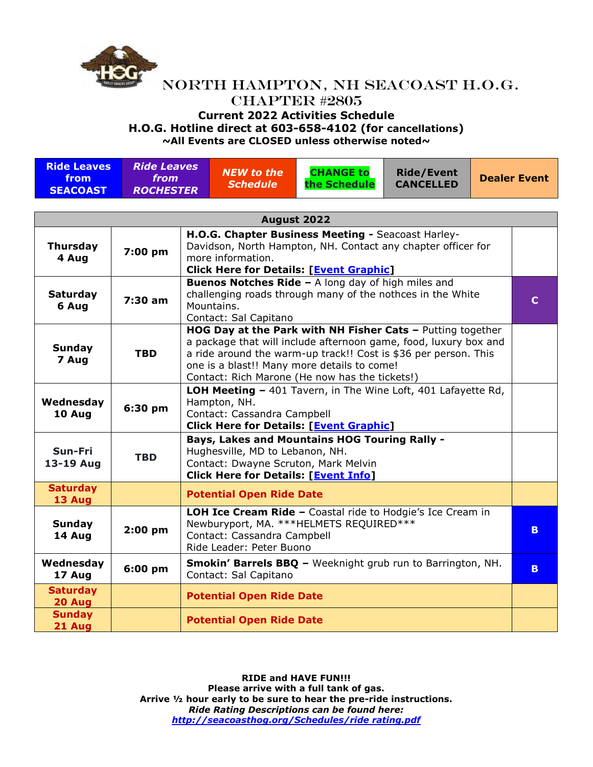# NORTH HAMPTON, NH SEACOAST H.O.G. CHAPTER #2805

**Current 2022 Activities Schedule**
**H.O.G. Hotline direct at 603-658-4102 (for cancellations)**
**~All Events are CLOSED unless otherwise noted~**

| Ride Leaves from SEACOAST | *Ride Leaves from ROCHESTER* | *NEW to the Schedule* | CHANGE to the Schedule | Ride/Event CANCELLED | Dealer Event |
|---|---|---|---|---|---|

| August 2022 | | | |
|---|---|---|---|
| **Thursday 4 Aug** | **7:00 pm** | **H.O.G. Chapter Business Meeting -** Seacoast Harley-Davidson, North Hampton, NH. Contact any chapter officer for more information. **Click Here for Details: [Event Graphic]** | |
| **Saturday 6 Aug** | **7:30 am** | **Buenos Notches Ride –** A long day of high miles and challenging roads through many of the nothces in the White Mountains. Contact: Sal Capitano | **C** |
| **Sunday 7 Aug** | **TBD** | **HOG Day at the Park with NH Fisher Cats –** Putting together a package that will include afternoon game, food, luxury box and a ride around the warm-up track!! Cost is $36 per person. This one is a blast!! Many more details to come! Contact: Rich Marone (He now has the tickets!) | |
| **Wednesday 10 Aug** | **6:30 pm** | **LOH Meeting –** 401 Tavern, in The Wine Loft, 401 Lafayette Rd, Hampton, NH. Contact: Cassandra Campbell **Click Here for Details: [Event Graphic]** | |
| **Sun-Fri 13-19 Aug** | **TBD** | **Bays, Lakes and Mountains HOG Touring Rally -** Hughesville, MD to Lebanon, NH. Contact: Dwayne Scruton, Mark Melvin **Click Here for Details: [Event Info]** | |
| **Saturday 13 Aug** | | **Potential Open Ride Date** | |
| **Sunday 14 Aug** | **2:00 pm** | **LOH Ice Cream Ride –** Coastal ride to Hodgie's Ice Cream in Newburyport, MA. ***HELMETS REQUIRED*** Contact: Cassandra Campbell Ride Leader: Peter Buono | **B** |
| **Wednesday 17 Aug** | **6:00 pm** | **Smokin' Barrels BBQ –** Weeknight grub run to Barrington, NH. Contact: Sal Capitano | **B** |
| **Saturday 20 Aug** | | **Potential Open Ride Date** | |
| **Sunday 21 Aug** | | **Potential Open Ride Date** | |

**RIDE and HAVE FUN!!!**
**Please arrive with a full tank of gas.**
**Arrive ½ hour early to be sure to hear the pre-ride instructions.**
***Ride Rating Descriptions can be found here:***
***http://seacoasthog.org/Schedules/ride rating.pdf***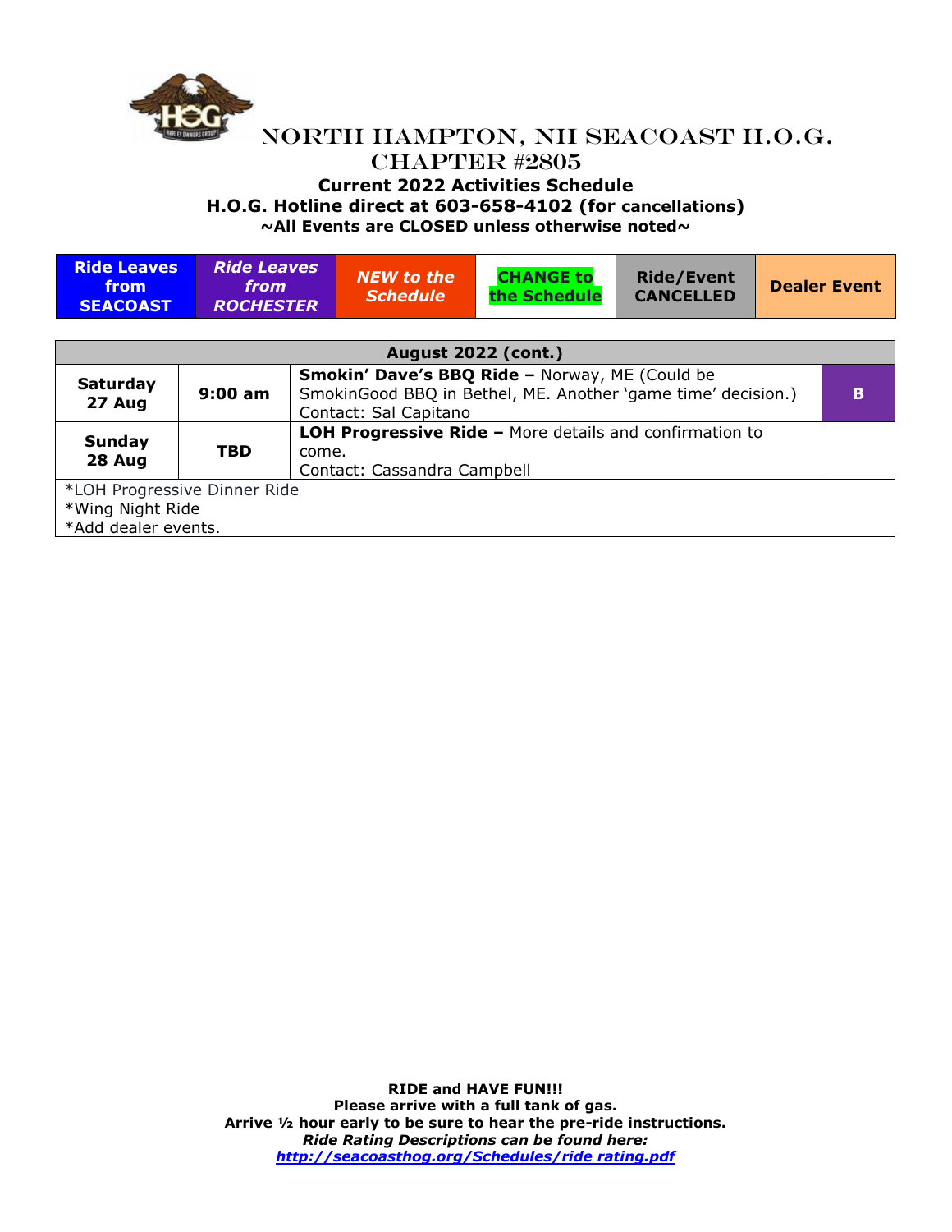# North Hampton, NH Seacoast H.O.G. Chapter #2805

**Current 2022 Activities Schedule**
**H.O.G. Hotline direct at 603-658-4102 (for cancellations)**
**~All Events are CLOSED unless otherwise noted~**

| **Ride Leaves from SEACOAST** | ***Ride Leaves from ROCHESTER*** | ***NEW to the Schedule*** | **CHANGE to the Schedule** | **Ride/Event CANCELLED** | **Dealer Event** |
|---|---|---|---|---|---|

| **August 2022 (cont.)** | | | |
|---|---|---|---|
| **Saturday 27 Aug** | **9:00 am** | **Smokin' Dave's BBQ Ride –** Norway, ME (Could be SmokinGood BBQ in Bethel, ME. Another 'game time' decision.) Contact: Sal Capitano | **B** |
| **Sunday 28 Aug** | **TBD** | **LOH Progressive Ride –** More details and confirmation to come. Contact: Cassandra Campbell | |
| *LOH Progressive Dinner Ride<br>*Wing Night Ride<br>*Add dealer events. | | | |

**RIDE and HAVE FUN!!!**
**Please arrive with a full tank of gas.**
**Arrive ½ hour early to be sure to hear the pre-ride instructions.**
***Ride Rating Descriptions can be found here:***
***http://seacoasthog.org/Schedules/ride rating.pdf***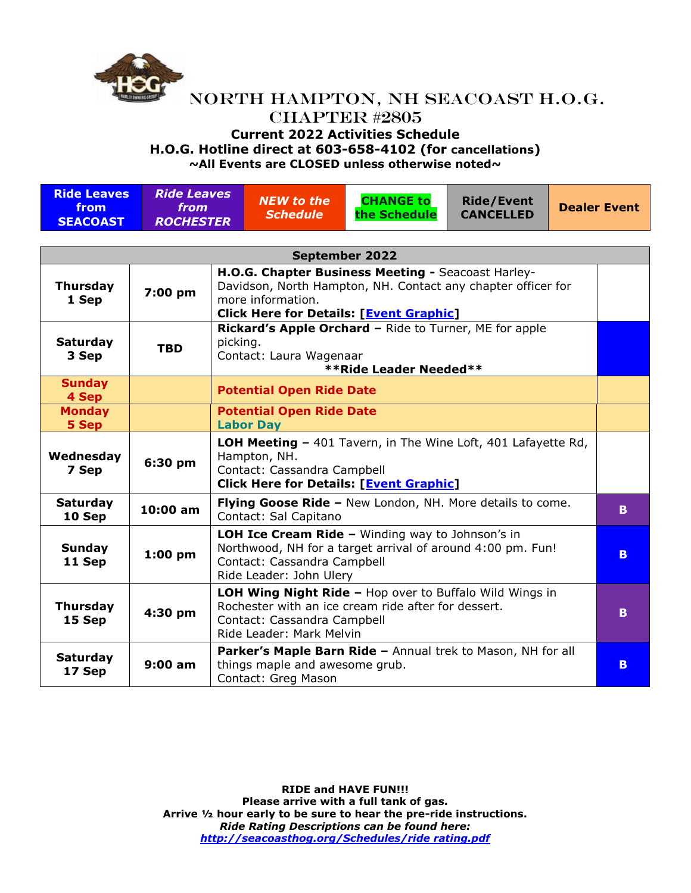# NORTH HAMPTON, NH SEACOAST H.O.G. CHAPTER #2805

**Current 2022 Activities Schedule**
**H.O.G. Hotline direct at 603-658-4102 (for cancellations)**
**~All Events are CLOSED unless otherwise noted~**

| Ride Leaves from SEACOAST | *Ride Leaves from ROCHESTER* | *NEW to the Schedule* | CHANGE to the Schedule | Ride/Event CANCELLED | Dealer Event |
|---|---|---|---|---|---|

| September 2022 | | | |
|---|---|---|---|
| **Thursday 1 Sep** | **7:00 pm** | **H.O.G. Chapter Business Meeting -** Seacoast Harley-Davidson, North Hampton, NH. Contact any chapter officer for more information. **Click Here for Details: [Event Graphic]** | |
| **Saturday 3 Sep** | **TBD** | **Rickard's Apple Orchard –** Ride to Turner, ME for apple picking. Contact: Laura Wagenaar **\*\*Ride Leader Needed\*\*** | |
| **Sunday 4 Sep** | | **Potential Open Ride Date** | |
| **Monday 5 Sep** | | **Potential Open Ride Date** **Labor Day** | |
| **Wednesday 7 Sep** | **6:30 pm** | **LOH Meeting –** 401 Tavern, in The Wine Loft, 401 Lafayette Rd, Hampton, NH. Contact: Cassandra Campbell **Click Here for Details: [Event Graphic]** | |
| **Saturday 10 Sep** | **10:00 am** | **Flying Goose Ride –** New London, NH. More details to come. Contact: Sal Capitano | **B** |
| **Sunday 11 Sep** | **1:00 pm** | **LOH Ice Cream Ride –** Winding way to Johnson's in Northwood, NH for a target arrival of around 4:00 pm. Fun! Contact: Cassandra Campbell Ride Leader: John Ulery | **B** |
| **Thursday 15 Sep** | **4:30 pm** | **LOH Wing Night Ride –** Hop over to Buffalo Wild Wings in Rochester with an ice cream ride after for dessert. Contact: Cassandra Campbell Ride Leader: Mark Melvin | **B** |
| **Saturday 17 Sep** | **9:00 am** | **Parker's Maple Barn Ride –** Annual trek to Mason, NH for all things maple and awesome grub. Contact: Greg Mason | **B** |

**RIDE and HAVE FUN!!!**
**Please arrive with a full tank of gas.**
**Arrive ½ hour early to be sure to hear the pre-ride instructions.**
***Ride Rating Descriptions can be found here:***
***http://seacoasthog.org/Schedules/ride rating.pdf***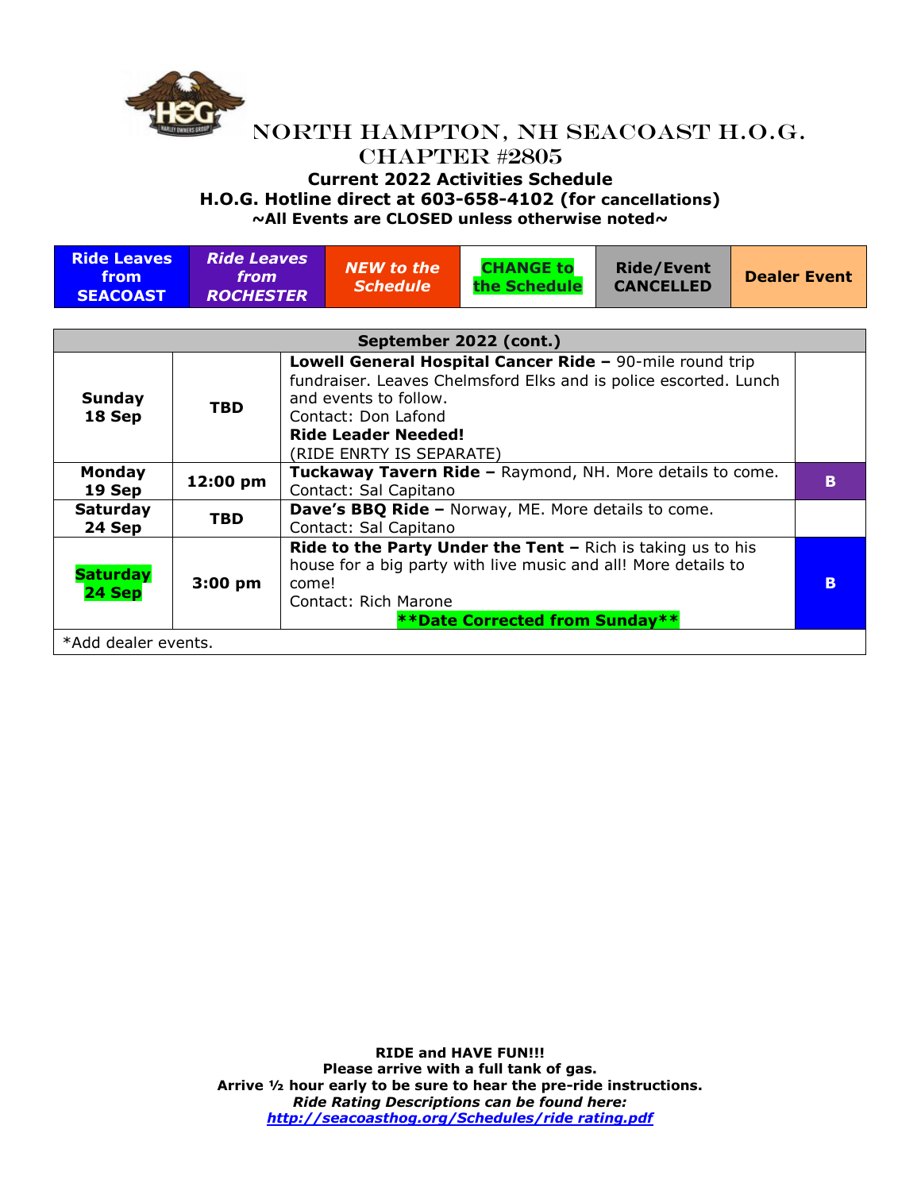# North Hampton, NH Seacoast H.O.G. Chapter #2805

**Current 2022 Activities Schedule**
**H.O.G. Hotline direct at 603-658-4102 (for cancellations)**
**~All Events are CLOSED unless otherwise noted~**

| Ride Leaves from SEACOAST | *Ride Leaves from ROCHESTER* | *NEW to the Schedule* | CHANGE to the Schedule | Ride/Event CANCELLED | Dealer Event |
|---|---|---|---|---|---|

| September 2022 (cont.) | | | |
|---|---|---|---|
| **Sunday 18 Sep** | **TBD** | **Lowell General Hospital Cancer Ride –** 90-mile round trip fundraiser. Leaves Chelmsford Elks and is police escorted. Lunch and events to follow.<br>Contact: Don Lafond<br>**Ride Leader Needed!**<br>(RIDE ENRTY IS SEPARATE) | |
| **Monday 19 Sep** | **12:00 pm** | **Tuckaway Tavern Ride –** Raymond, NH. More details to come.<br>Contact: Sal Capitano | **B** |
| **Saturday 24 Sep** | **TBD** | **Dave's BBQ Ride –** Norway, ME. More details to come.<br>Contact: Sal Capitano | |
| **Saturday 24 Sep** | **3:00 pm** | **Ride to the Party Under the Tent –** Rich is taking us to his house for a big party with live music and all! More details to come!<br>Contact: Rich Marone<br>**\*\*Date Corrected from Sunday\*\*** | **B** |
| *Add dealer events. | | | |

**RIDE and HAVE FUN!!!**
**Please arrive with a full tank of gas.**
**Arrive ½ hour early to be sure to hear the pre-ride instructions.**
***Ride Rating Descriptions can be found here:***
***http://seacoasthog.org/Schedules/ride rating.pdf***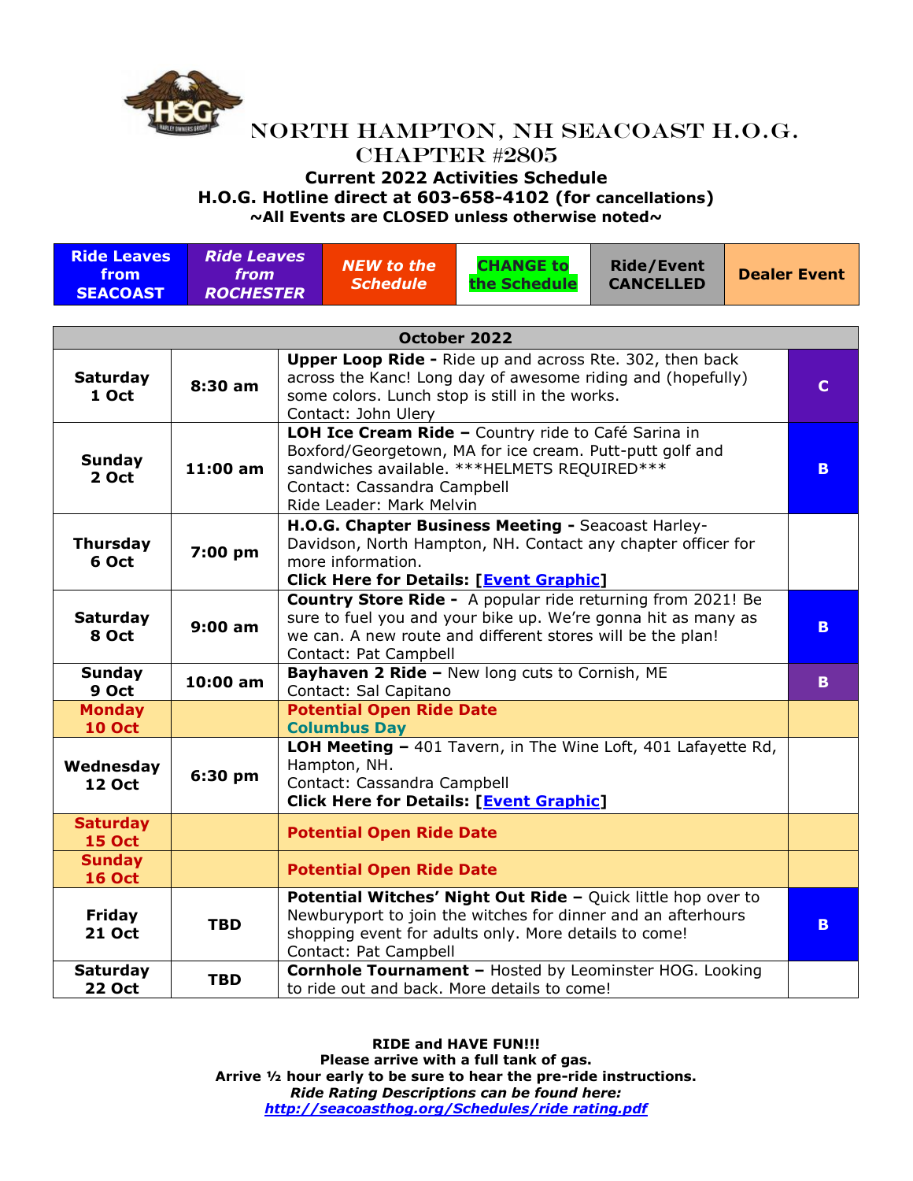# North Hampton, NH Seacoast H.O.G. Chapter #2805

**Current 2022 Activities Schedule**
**H.O.G. Hotline direct at 603-658-4102 (for cancellations)**
**~All Events are CLOSED unless otherwise noted~**

| Ride Leaves from SEACOAST | *Ride Leaves from ROCHESTER* | *NEW to the Schedule* | CHANGE to the Schedule | Ride/Event CANCELLED | Dealer Event |
|---|---|---|---|---|---|

| October 2022 | | | |
|---|---|---|---|
| **Saturday 1 Oct** | **8:30 am** | **Upper Loop Ride -** Ride up and across Rte. 302, then back across the Kanc! Long day of awesome riding and (hopefully) some colors. Lunch stop is still in the works. Contact: John Ulery | **C** |
| **Sunday 2 Oct** | **11:00 am** | **LOH Ice Cream Ride –** Country ride to Café Sarina in Boxford/Georgetown, MA for ice cream. Putt-putt golf and sandwiches available. ***HELMETS REQUIRED*** Contact: Cassandra Campbell Ride Leader: Mark Melvin | **B** |
| **Thursday 6 Oct** | **7:00 pm** | **H.O.G. Chapter Business Meeting -** Seacoast Harley-Davidson, North Hampton, NH. Contact any chapter officer for more information. **Click Here for Details: [Event Graphic]** | |
| **Saturday 8 Oct** | **9:00 am** | **Country Store Ride -** A popular ride returning from 2021! Be sure to fuel you and your bike up. We're gonna hit as many as we can. A new route and different stores will be the plan! Contact: Pat Campbell | **B** |
| **Sunday 9 Oct** | **10:00 am** | **Bayhaven 2 Ride –** New long cuts to Cornish, ME Contact: Sal Capitano | **B** |
| **Monday 10 Oct** | | **Potential Open Ride Date** **Columbus Day** | |
| **Wednesday 12 Oct** | **6:30 pm** | **LOH Meeting –** 401 Tavern, in The Wine Loft, 401 Lafayette Rd, Hampton, NH. Contact: Cassandra Campbell **Click Here for Details: [Event Graphic]** | |
| **Saturday 15 Oct** | | **Potential Open Ride Date** | |
| **Sunday 16 Oct** | | **Potential Open Ride Date** | |
| **Friday 21 Oct** | **TBD** | **Potential Witches' Night Out Ride –** Quick little hop over to Newburyport to join the witches for dinner and an afterhours shopping event for adults only. More details to come! Contact: Pat Campbell | **B** |
| **Saturday 22 Oct** | **TBD** | **Cornhole Tournament –** Hosted by Leominster HOG. Looking to ride out and back. More details to come! | |

**RIDE and HAVE FUN!!!**
**Please arrive with a full tank of gas.**
**Arrive ½ hour early to be sure to hear the pre-ride instructions.**
***Ride Rating Descriptions can be found here:***
***http://seacoasthog.org/Schedules/ride rating.pdf***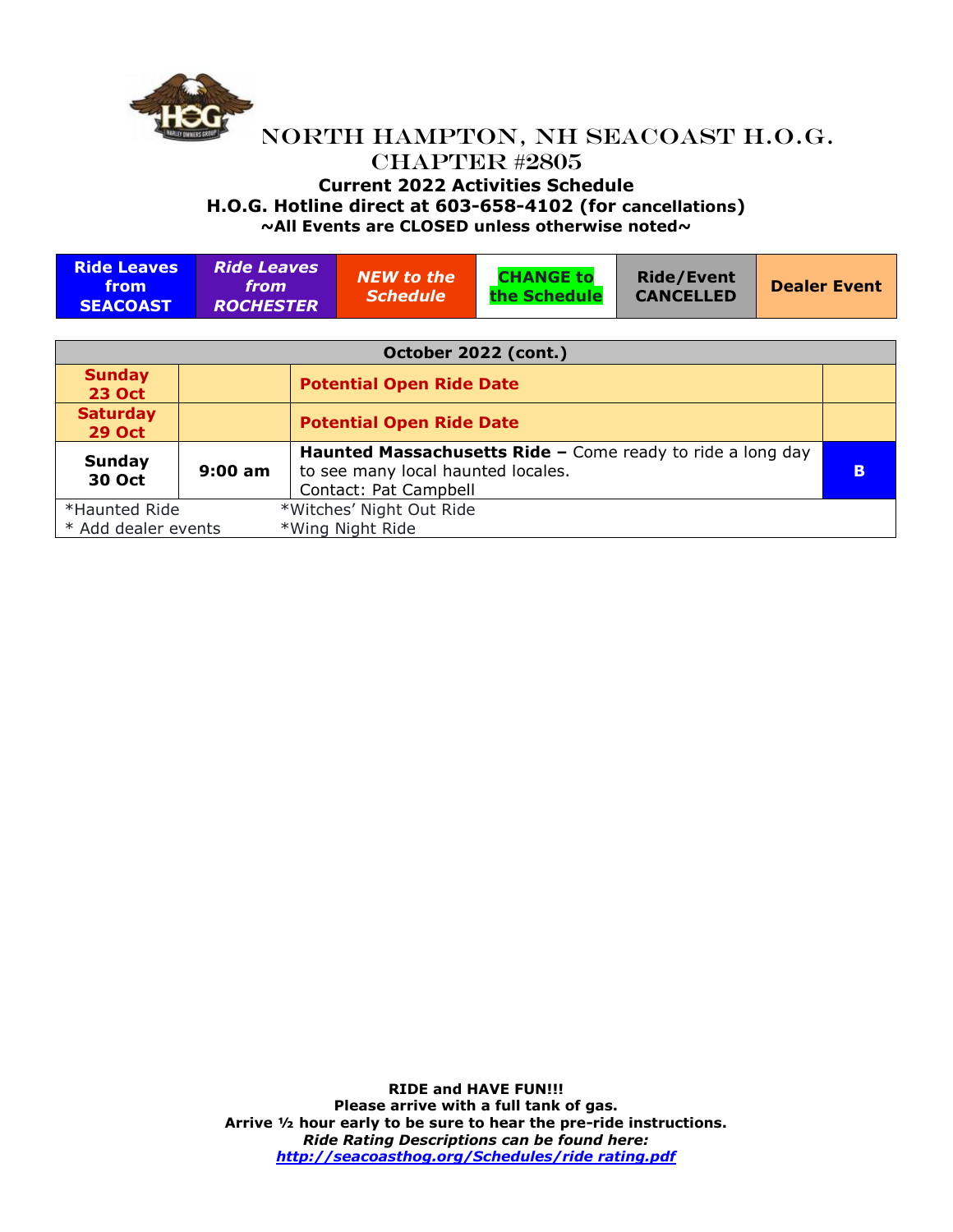# North Hampton, NH Seacoast H.O.G. Chapter #2805

**Current 2022 Activities Schedule**
**H.O.G. Hotline direct at 603-658-4102 (for cancellations)**
**~All Events are CLOSED unless otherwise noted~**

| Ride Leaves from SEACOAST | *Ride Leaves from ROCHESTER* | *NEW to the Schedule* | CHANGE to the Schedule | Ride/Event CANCELLED | Dealer Event |
|---|---|---|---|---|---|

| October 2022 (cont.) | | | |
|---|---|---|---|
| **Sunday 23 Oct** | | **Potential Open Ride Date** | |
| **Saturday 29 Oct** | | **Potential Open Ride Date** | |
| **Sunday 30 Oct** | **9:00 am** | **Haunted Massachusetts Ride –** Come ready to ride a long day to see many local haunted locales. Contact: Pat Campbell | **B** |
| *Haunted Ride<br>* Add dealer events | *Witches' Night Out Ride<br>*Wing Night Ride | | |

**RIDE and HAVE FUN!!!**
**Please arrive with a full tank of gas.**
**Arrive ½ hour early to be sure to hear the pre-ride instructions.**
***Ride Rating Descriptions can be found here:***
***http://seacoasthog.org/Schedules/ride rating.pdf***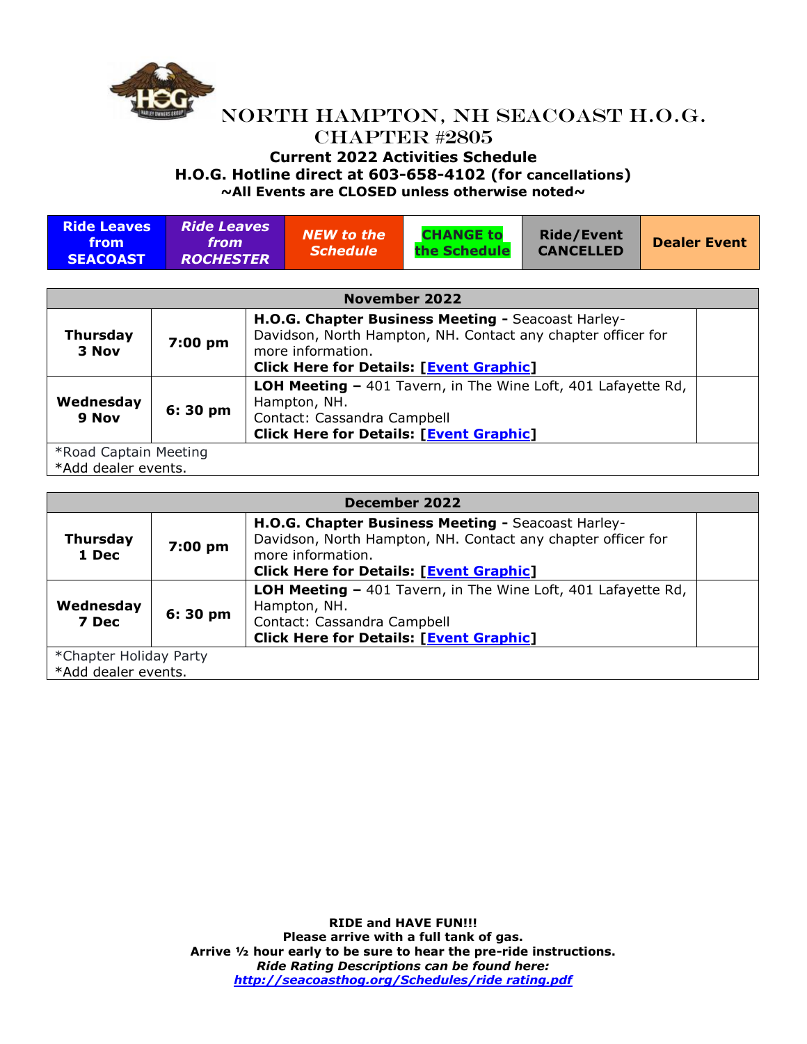# North Hampton, NH Seacoast H.O.G. Chapter #2805

**Current 2022 Activities Schedule**
**H.O.G. Hotline direct at 603-658-4102 (for cancellations)**
**~All Events are CLOSED unless otherwise noted~**

| | | | | | |
|---|---|---|---|---|---|
| **Ride Leaves from SEACOAST** | ***Ride Leaves from ROCHESTER*** | ***NEW to the Schedule*** | **CHANGE to the Schedule** | **Ride/Event CANCELLED** | **Dealer Event** |

| November 2022 | | | |
|---|---|---|---|
| **Thursday 3 Nov** | **7:00 pm** | **H.O.G. Chapter Business Meeting -** Seacoast Harley-Davidson, North Hampton, NH. Contact any chapter officer for more information. **Click Here for Details: [Event Graphic]** | |
| **Wednesday 9 Nov** | **6: 30 pm** | **LOH Meeting –** 401 Tavern, in The Wine Loft, 401 Lafayette Rd, Hampton, NH. Contact: Cassandra Campbell **Click Here for Details: [Event Graphic]** | |
| *Road Captain Meeting *Add dealer events. | | | |

| December 2022 | | | |
|---|---|---|---|
| **Thursday 1 Dec** | **7:00 pm** | **H.O.G. Chapter Business Meeting -** Seacoast Harley-Davidson, North Hampton, NH. Contact any chapter officer for more information. **Click Here for Details: [Event Graphic]** | |
| **Wednesday 7 Dec** | **6: 30 pm** | **LOH Meeting –** 401 Tavern, in The Wine Loft, 401 Lafayette Rd, Hampton, NH. Contact: Cassandra Campbell **Click Here for Details: [Event Graphic]** | |
| *Chapter Holiday Party *Add dealer events. | | | |

**RIDE and HAVE FUN!!!**
**Please arrive with a full tank of gas.**
**Arrive ½ hour early to be sure to hear the pre-ride instructions.**
***Ride Rating Descriptions can be found here:***
***http://seacoasthog.org/Schedules/ride rating.pdf***